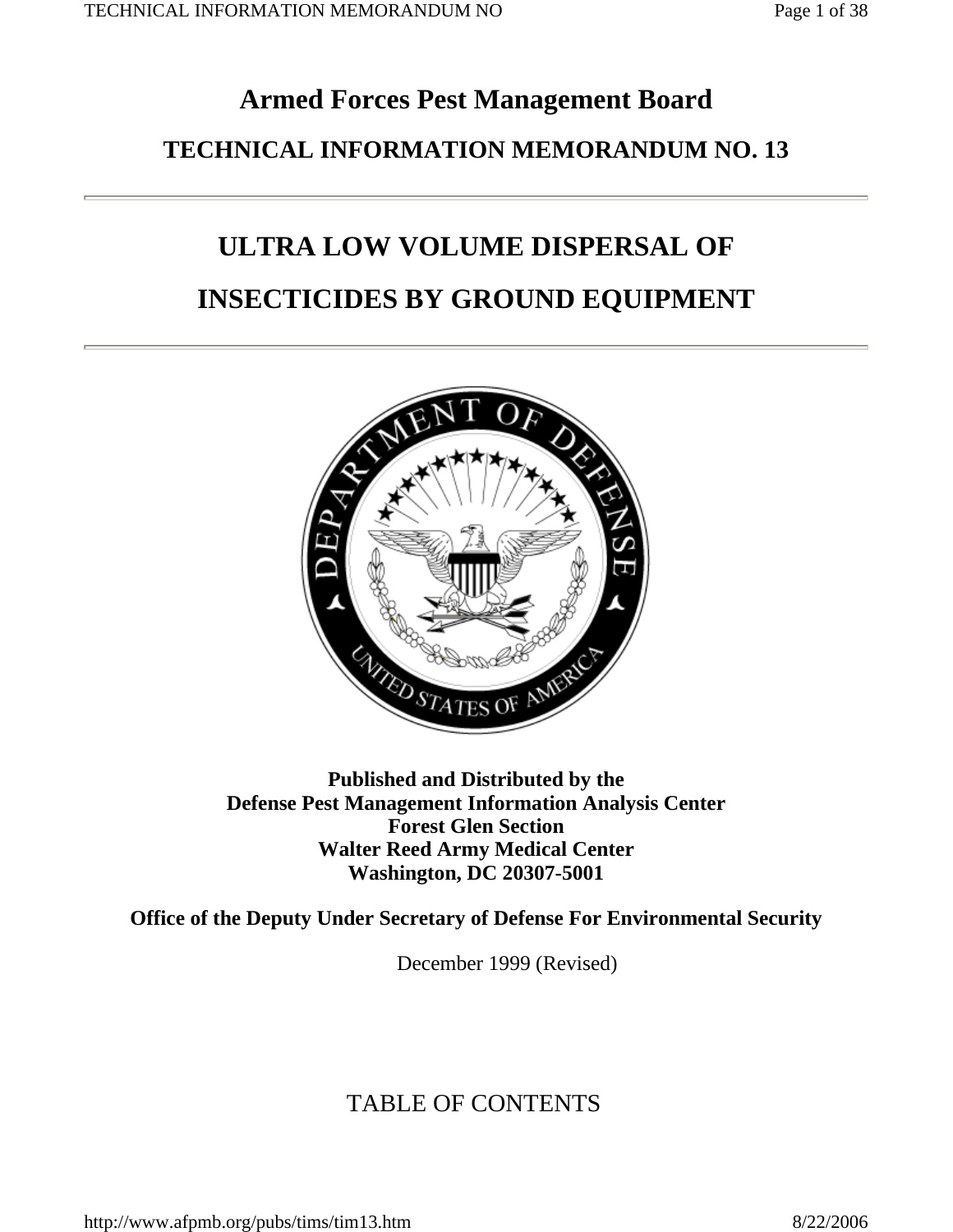# Armed Forces Pest Management Board

## TECHNICAL INFORMATION MEMORANDUM NO. 13

---

# ULTRA LOW VOLUME DISPERSAL OF INSECTICIDES BY GROUND EQUIPMENT

---

**Published and Distributed by the**
**Defense Pest Management Information Analysis Center**
**Forest Glen Section**
**Walter Reed Army Medical Center**
**Washington, DC 20307-5001**

**Office of the Deputy Under Secretary of Defense For Environmental Security**

December 1999 (Revised)

## TABLE OF CONTENTS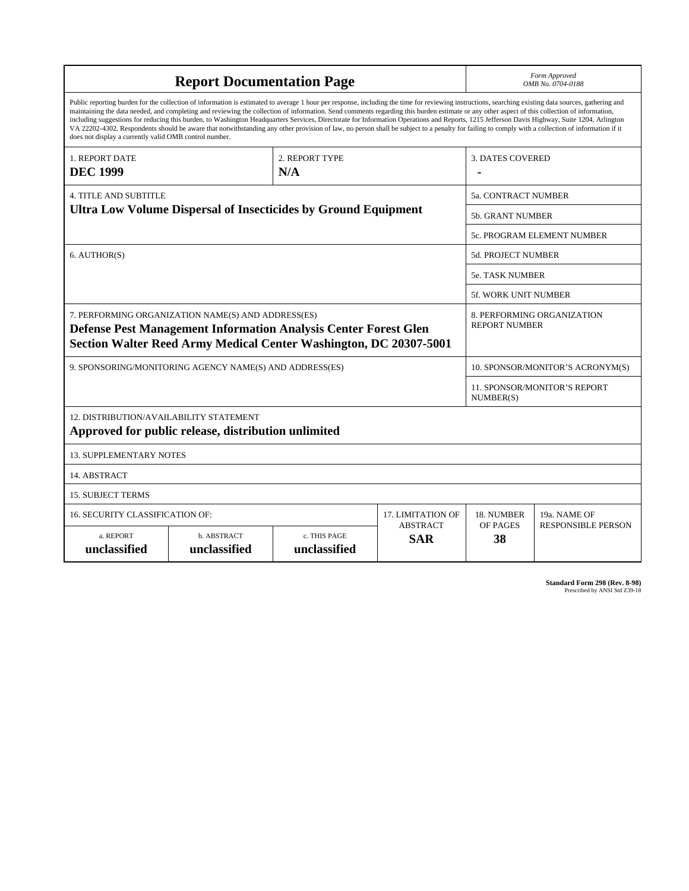# Report Documentation Page

*Form Approved*
*OMB No. 0704-0188*

Public reporting burden for the collection of information is estimated to average 1 hour per response, including the time for reviewing instructions, searching existing data sources, gathering and maintaining the data needed, and completing and reviewing the collection of information. Send comments regarding this burden estimate or any other aspect of this collection of information, including suggestions for reducing this burden, to Washington Headquarters Services, Directorate for Information Operations and Reports, 1215 Jefferson Davis Highway, Suite 1204, Arlington VA 22202-4302. Respondents should be aware that notwithstanding any other provision of law, no person shall be subject to a penalty for failing to comply with a collection of information if it does not display a currently valid OMB control number.

| 1. REPORT DATE | 2. REPORT TYPE | 3. DATES COVERED |
|---|---|---|
| **DEC 1999** | **N/A** | **-** |

| 4. TITLE AND SUBTITLE | |
|---|---|
| **Ultra Low Volume Dispersal of Insecticides by Ground Equipment** | 5a. CONTRACT NUMBER |
| | 5b. GRANT NUMBER |
| | 5c. PROGRAM ELEMENT NUMBER |
| 6. AUTHOR(S) | 5d. PROJECT NUMBER |
| | 5e. TASK NUMBER |
| | 5f. WORK UNIT NUMBER |
| 7. PERFORMING ORGANIZATION NAME(S) AND ADDRESS(ES) **Defense Pest Management Information Analysis Center Forest Glen Section Walter Reed Army Medical Center Washington, DC 20307-5001** | 8. PERFORMING ORGANIZATION REPORT NUMBER |
| 9. SPONSORING/MONITORING AGENCY NAME(S) AND ADDRESS(ES) | 10. SPONSOR/MONITOR'S ACRONYM(S) |
| | 11. SPONSOR/MONITOR'S REPORT NUMBER(S) |

12. DISTRIBUTION/AVAILABILITY STATEMENT
**Approved for public release, distribution unlimited**

13. SUPPLEMENTARY NOTES

14. ABSTRACT

15. SUBJECT TERMS

| 16. SECURITY CLASSIFICATION OF: | | | 17. LIMITATION OF ABSTRACT | 18. NUMBER OF PAGES | 19a. NAME OF RESPONSIBLE PERSON |
|---|---|---|---|---|---|
| a. REPORT | b. ABSTRACT | c. THIS PAGE | | | |
| **unclassified** | **unclassified** | **unclassified** | **SAR** | **38** | |

**Standard Form 298 (Rev. 8-98)**
Prescribed by ANSI Std Z39-18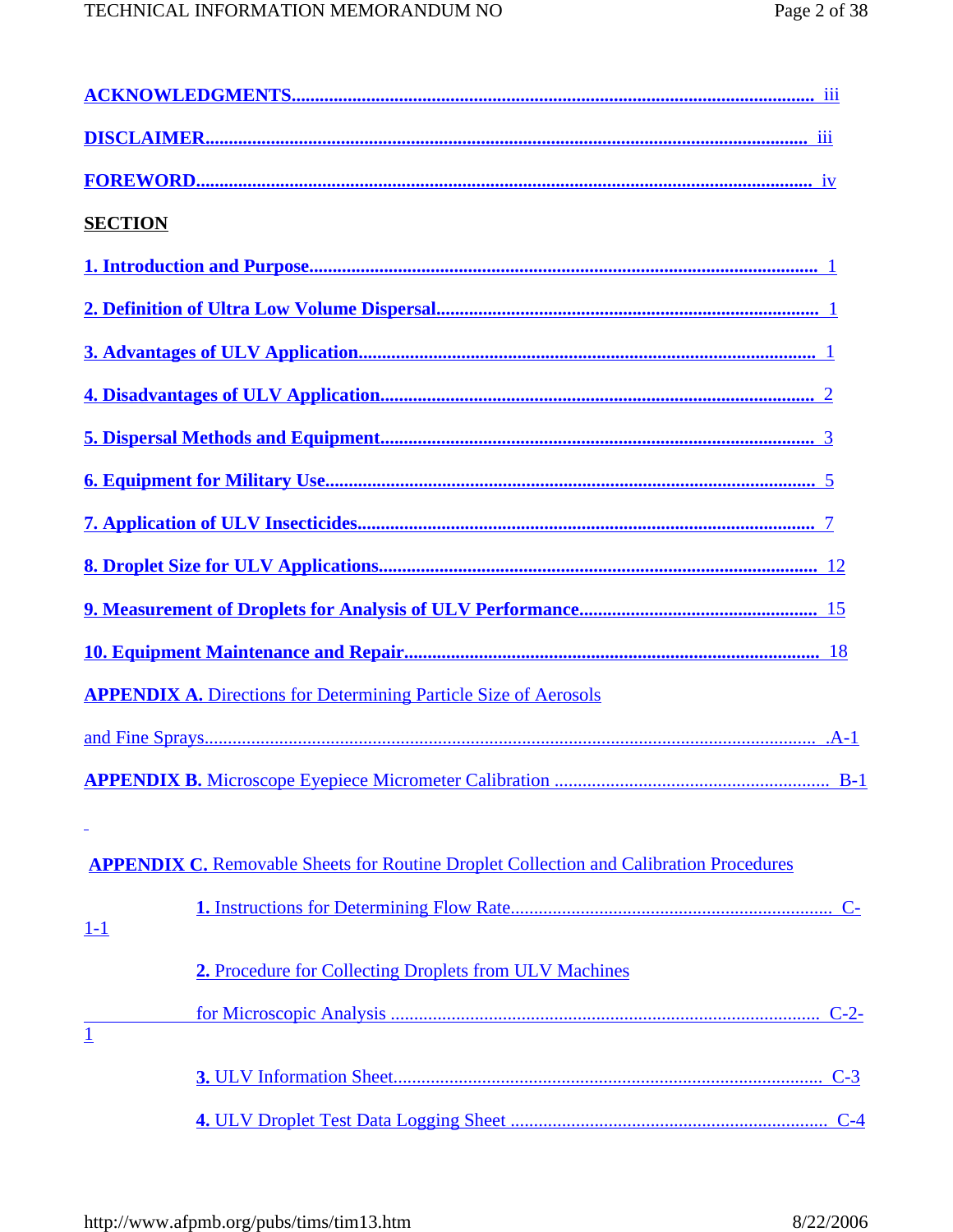**ACKNOWLEDGMENTS**........................................................................................................ iii

**DISCLAIMER**................................................................................................................ iii

**FOREWORD**................................................................................................................ iv

**SECTION**

**1. Introduction and Purpose**........................................................................................ 1

**2. Definition of Ultra Low Volume Dispersal**.............................................................. 1

**3. Advantages of ULV Application**.............................................................................. 1

**4. Disadvantages of ULV Application**......................................................................... 2

**5. Dispersal Methods and Equipment**......................................................................... 3

**6. Equipment for Military Use**..................................................................................... 5

**7. Application of ULV Insecticides**.............................................................................. 7

**8. Droplet Size for ULV Applications**.......................................................................... 12

**9. Measurement of Droplets for Analysis of ULV Performance**................................ 15

**10. Equipment Maintenance and Repair**..................................................................... 18

**APPENDIX A.** Directions for Determining Particle Size of Aerosols

and Fine Sprays.................................................................................................................. .A-1

**APPENDIX B.** Microscope Eyepiece Micrometer Calibration ........................................... B-1

**APPENDIX C.** Removable Sheets for Routine Droplet Collection and Calibration Procedures

**1.** Instructions for Determining Flow Rate.................................................................. C-1-1

**2.** Procedure for Collecting Droplets from ULV Machines

for Microscopic Analysis ........................................................................................... C-2-1

**3.** ULV Information Sheet........................................................................................... C-3

**4.** ULV Droplet Test Data Logging Sheet ................................................................... C-4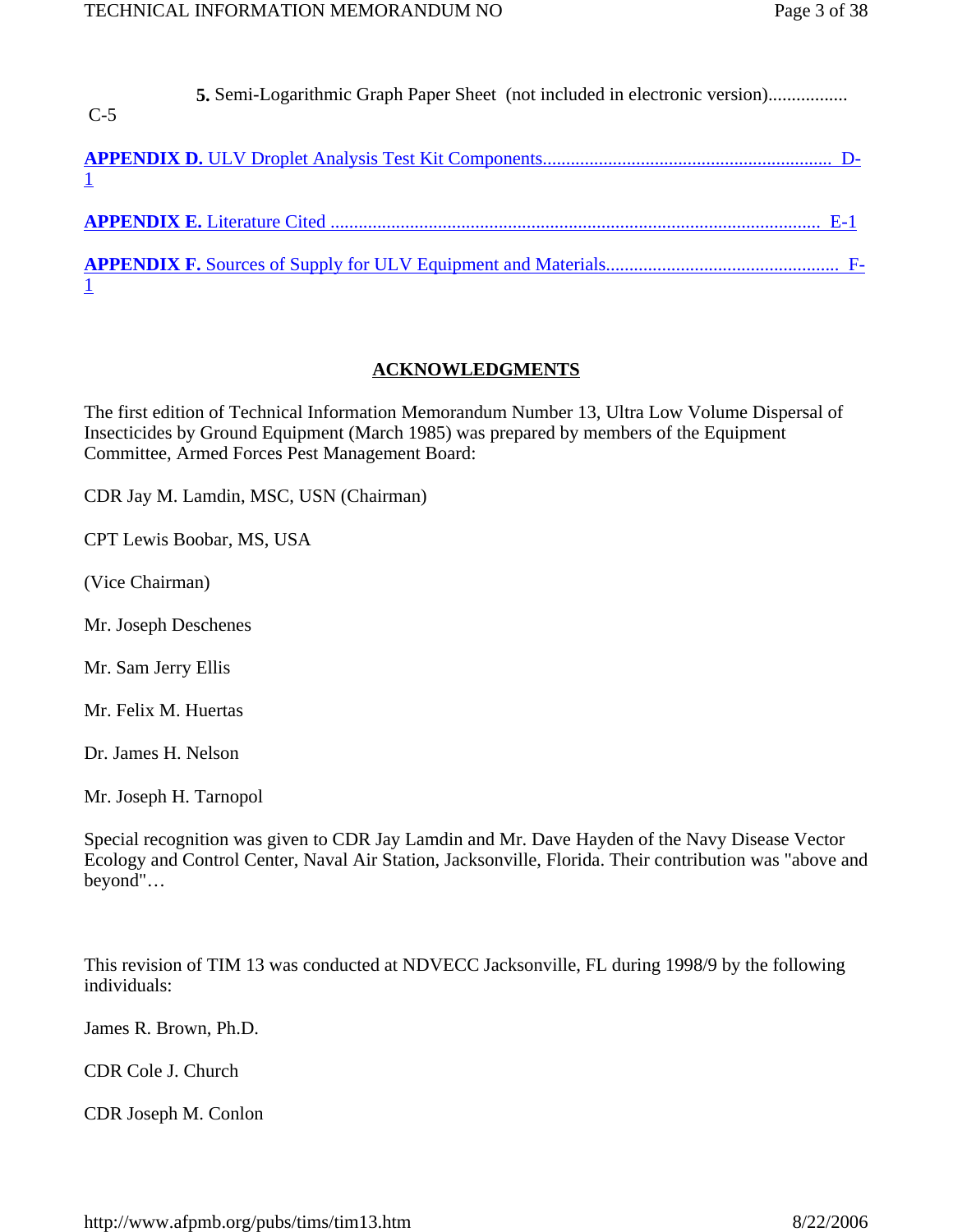**5.** Semi-Logarithmic Graph Paper Sheet (not included in electronic version)................. C-5

**APPENDIX D.** ULV Droplet Analysis Test Kit Components.............................................................. D-1

**APPENDIX E.** Literature Cited ......................................................................................................... E-1

**APPENDIX F.** Sources of Supply for ULV Equipment and Materials.................................................. F-1

## ACKNOWLEDGMENTS

The first edition of Technical Information Memorandum Number 13, Ultra Low Volume Dispersal of Insecticides by Ground Equipment (March 1985) was prepared by members of the Equipment Committee, Armed Forces Pest Management Board:

CDR Jay M. Lamdin, MSC, USN (Chairman)

CPT Lewis Boobar, MS, USA

(Vice Chairman)

Mr. Joseph Deschenes

Mr. Sam Jerry Ellis

Mr. Felix M. Huertas

Dr. James H. Nelson

Mr. Joseph H. Tarnopol

Special recognition was given to CDR Jay Lamdin and Mr. Dave Hayden of the Navy Disease Vector Ecology and Control Center, Naval Air Station, Jacksonville, Florida. Their contribution was "above and beyond"…

This revision of TIM 13 was conducted at NDVECC Jacksonville, FL during 1998/9 by the following individuals:

James R. Brown, Ph.D.

CDR Cole J. Church

CDR Joseph M. Conlon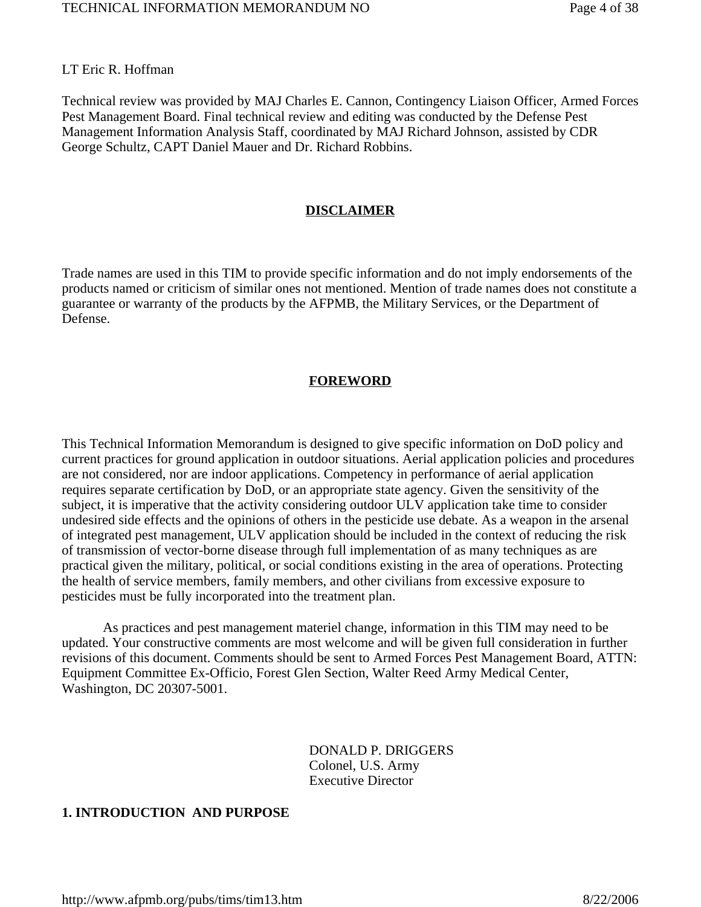LT Eric R. Hoffman

Technical review was provided by MAJ Charles E. Cannon, Contingency Liaison Officer, Armed Forces Pest Management Board. Final technical review and editing was conducted by the Defense Pest Management Information Analysis Staff, coordinated by MAJ Richard Johnson, assisted by CDR George Schultz, CAPT Daniel Mauer and Dr. Richard Robbins.

## DISCLAIMER

Trade names are used in this TIM to provide specific information and do not imply endorsements of the products named or criticism of similar ones not mentioned. Mention of trade names does not constitute a guarantee or warranty of the products by the AFPMB, the Military Services, or the Department of Defense.

## FOREWORD

This Technical Information Memorandum is designed to give specific information on DoD policy and current practices for ground application in outdoor situations. Aerial application policies and procedures are not considered, nor are indoor applications. Competency in performance of aerial application requires separate certification by DoD, or an appropriate state agency. Given the sensitivity of the subject, it is imperative that the activity considering outdoor ULV application take time to consider undesired side effects and the opinions of others in the pesticide use debate. As a weapon in the arsenal of integrated pest management, ULV application should be included in the context of reducing the risk of transmission of vector-borne disease through full implementation of as many techniques as are practical given the military, political, or social conditions existing in the area of operations. Protecting the health of service members, family members, and other civilians from excessive exposure to pesticides must be fully incorporated into the treatment plan.

As practices and pest management materiel change, information in this TIM may need to be updated. Your constructive comments are most welcome and will be given full consideration in further revisions of this document. Comments should be sent to Armed Forces Pest Management Board, ATTN: Equipment Committee Ex-Officio, Forest Glen Section, Walter Reed Army Medical Center, Washington, DC 20307-5001.

DONALD P. DRIGGERS
Colonel, U.S. Army
Executive Director

## 1. INTRODUCTION AND PURPOSE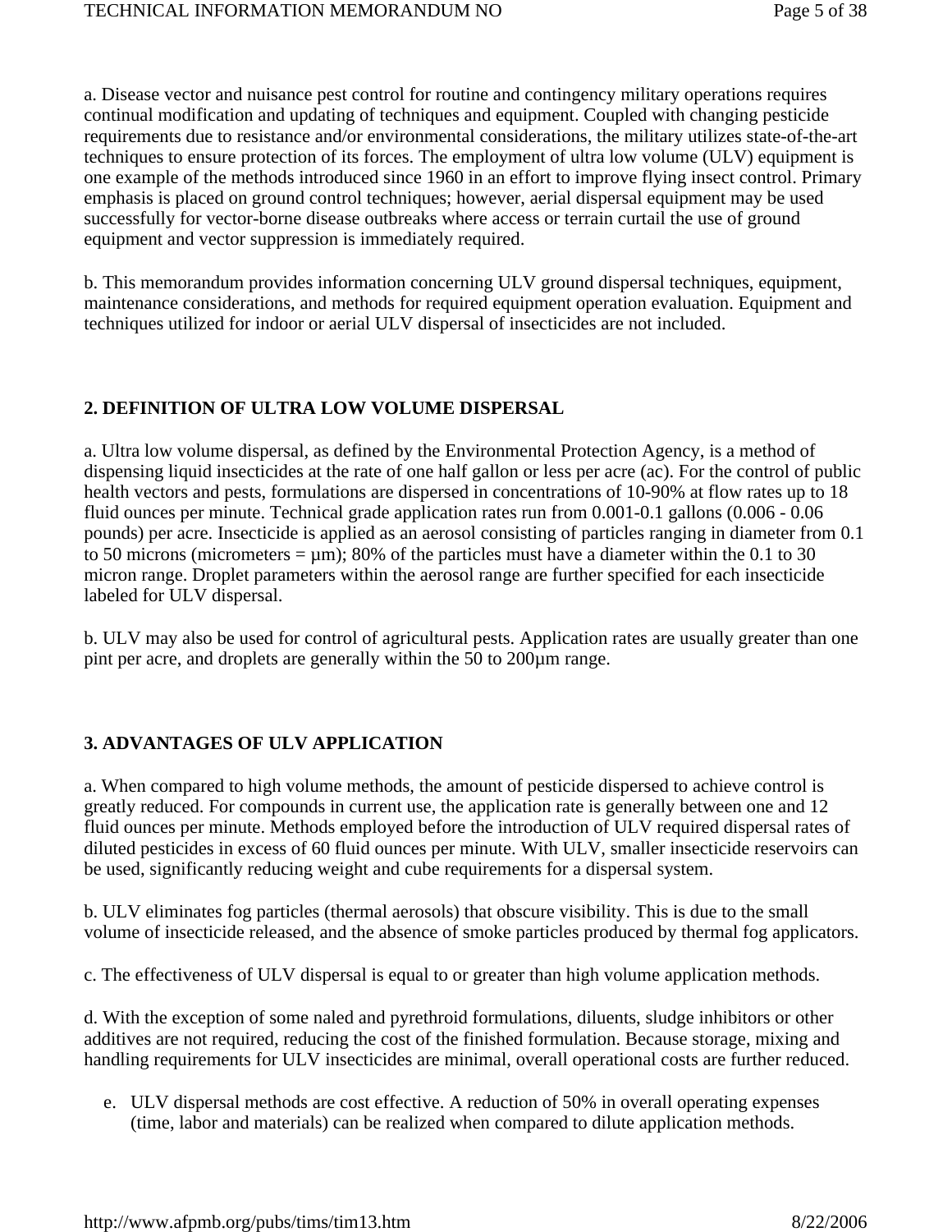a. Disease vector and nuisance pest control for routine and contingency military operations requires continual modification and updating of techniques and equipment. Coupled with changing pesticide requirements due to resistance and/or environmental considerations, the military utilizes state-of-the-art techniques to ensure protection of its forces. The employment of ultra low volume (ULV) equipment is one example of the methods introduced since 1960 in an effort to improve flying insect control. Primary emphasis is placed on ground control techniques; however, aerial dispersal equipment may be used successfully for vector-borne disease outbreaks where access or terrain curtail the use of ground equipment and vector suppression is immediately required.

b. This memorandum provides information concerning ULV ground dispersal techniques, equipment, maintenance considerations, and methods for required equipment operation evaluation. Equipment and techniques utilized for indoor or aerial ULV dispersal of insecticides are not included.

## 2. DEFINITION OF ULTRA LOW VOLUME DISPERSAL

a. Ultra low volume dispersal, as defined by the Environmental Protection Agency, is a method of dispensing liquid insecticides at the rate of one half gallon or less per acre (ac). For the control of public health vectors and pests, formulations are dispersed in concentrations of 10-90% at flow rates up to 18 fluid ounces per minute. Technical grade application rates run from 0.001-0.1 gallons (0.006 - 0.06 pounds) per acre. Insecticide is applied as an aerosol consisting of particles ranging in diameter from 0.1 to 50 microns (micrometers = µm); 80% of the particles must have a diameter within the 0.1 to 30 micron range. Droplet parameters within the aerosol range are further specified for each insecticide labeled for ULV dispersal.

b. ULV may also be used for control of agricultural pests. Application rates are usually greater than one pint per acre, and droplets are generally within the 50 to 200µm range.

## 3. ADVANTAGES OF ULV APPLICATION

a. When compared to high volume methods, the amount of pesticide dispersed to achieve control is greatly reduced. For compounds in current use, the application rate is generally between one and 12 fluid ounces per minute. Methods employed before the introduction of ULV required dispersal rates of diluted pesticides in excess of 60 fluid ounces per minute. With ULV, smaller insecticide reservoirs can be used, significantly reducing weight and cube requirements for a dispersal system.

b. ULV eliminates fog particles (thermal aerosols) that obscure visibility. This is due to the small volume of insecticide released, and the absence of smoke particles produced by thermal fog applicators.

c. The effectiveness of ULV dispersal is equal to or greater than high volume application methods.

d. With the exception of some naled and pyrethroid formulations, diluents, sludge inhibitors or other additives are not required, reducing the cost of the finished formulation. Because storage, mixing and handling requirements for ULV insecticides are minimal, overall operational costs are further reduced.

e. ULV dispersal methods are cost effective. A reduction of 50% in overall operating expenses (time, labor and materials) can be realized when compared to dilute application methods.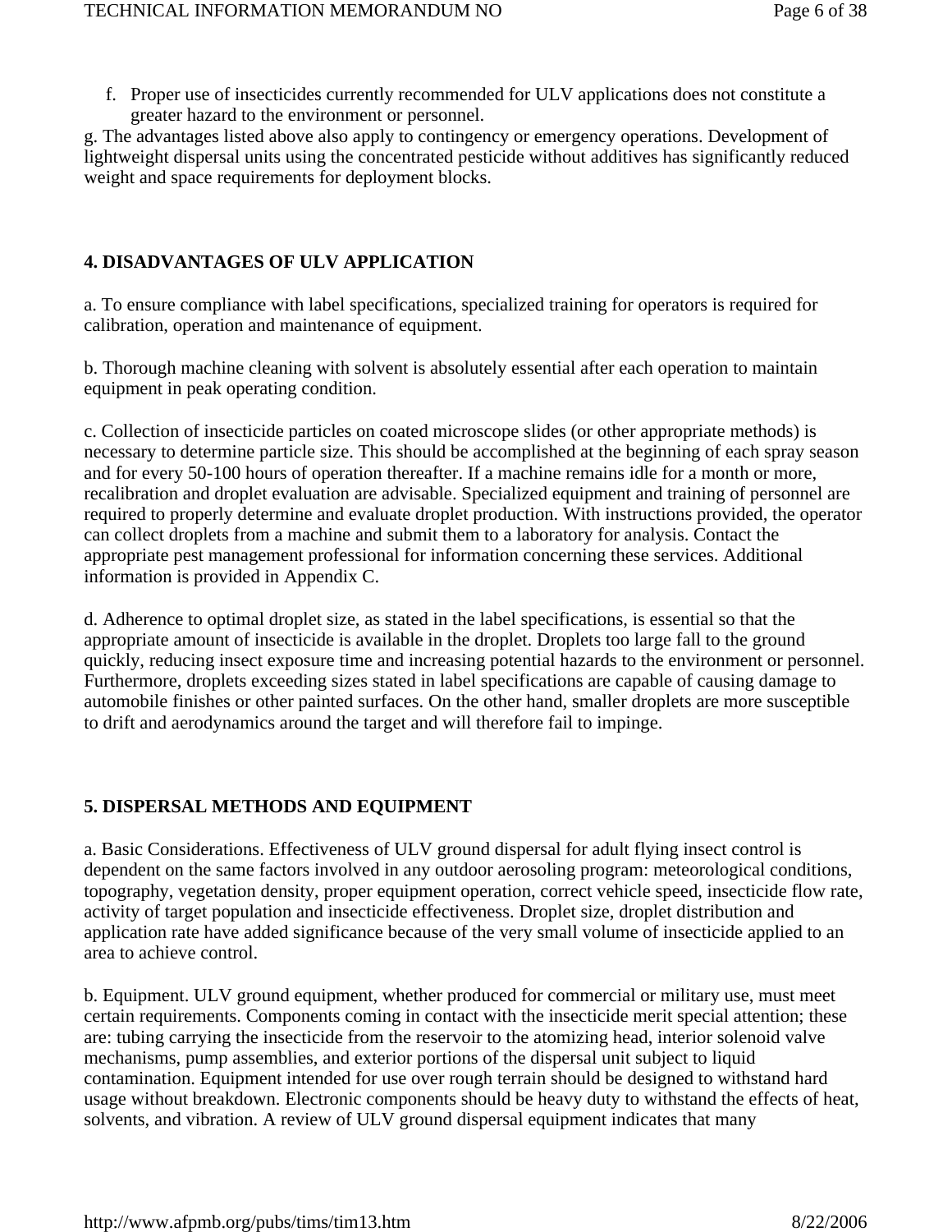f. Proper use of insecticides currently recommended for ULV applications does not constitute a greater hazard to the environment or personnel.

g. The advantages listed above also apply to contingency or emergency operations. Development of lightweight dispersal units using the concentrated pesticide without additives has significantly reduced weight and space requirements for deployment blocks.

## 4. DISADVANTAGES OF ULV APPLICATION

a. To ensure compliance with label specifications, specialized training for operators is required for calibration, operation and maintenance of equipment.

b. Thorough machine cleaning with solvent is absolutely essential after each operation to maintain equipment in peak operating condition.

c. Collection of insecticide particles on coated microscope slides (or other appropriate methods) is necessary to determine particle size. This should be accomplished at the beginning of each spray season and for every 50-100 hours of operation thereafter. If a machine remains idle for a month or more, recalibration and droplet evaluation are advisable. Specialized equipment and training of personnel are required to properly determine and evaluate droplet production. With instructions provided, the operator can collect droplets from a machine and submit them to a laboratory for analysis. Contact the appropriate pest management professional for information concerning these services. Additional information is provided in Appendix C.

d. Adherence to optimal droplet size, as stated in the label specifications, is essential so that the appropriate amount of insecticide is available in the droplet. Droplets too large fall to the ground quickly, reducing insect exposure time and increasing potential hazards to the environment or personnel. Furthermore, droplets exceeding sizes stated in label specifications are capable of causing damage to automobile finishes or other painted surfaces. On the other hand, smaller droplets are more susceptible to drift and aerodynamics around the target and will therefore fail to impinge.

## 5. DISPERSAL METHODS AND EQUIPMENT

a. Basic Considerations. Effectiveness of ULV ground dispersal for adult flying insect control is dependent on the same factors involved in any outdoor aerosoling program: meteorological conditions, topography, vegetation density, proper equipment operation, correct vehicle speed, insecticide flow rate, activity of target population and insecticide effectiveness. Droplet size, droplet distribution and application rate have added significance because of the very small volume of insecticide applied to an area to achieve control.

b. Equipment. ULV ground equipment, whether produced for commercial or military use, must meet certain requirements. Components coming in contact with the insecticide merit special attention; these are: tubing carrying the insecticide from the reservoir to the atomizing head, interior solenoid valve mechanisms, pump assemblies, and exterior portions of the dispersal unit subject to liquid contamination. Equipment intended for use over rough terrain should be designed to withstand hard usage without breakdown. Electronic components should be heavy duty to withstand the effects of heat, solvents, and vibration. A review of ULV ground dispersal equipment indicates that many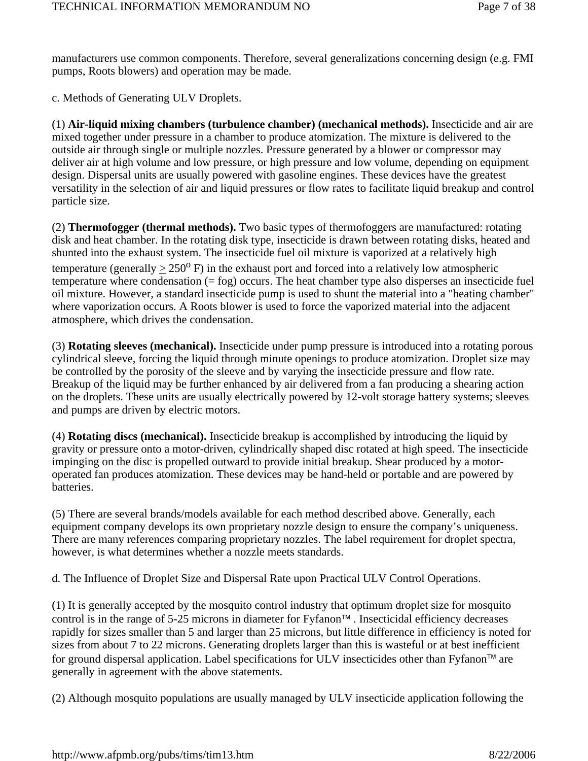manufacturers use common components. Therefore, several generalizations concerning design (e.g. FMI pumps, Roots blowers) and operation may be made.

c. Methods of Generating ULV Droplets.

(1) **Air-liquid mixing chambers (turbulence chamber) (mechanical methods).** Insecticide and air are mixed together under pressure in a chamber to produce atomization. The mixture is delivered to the outside air through single or multiple nozzles. Pressure generated by a blower or compressor may deliver air at high volume and low pressure, or high pressure and low volume, depending on equipment design. Dispersal units are usually powered with gasoline engines. These devices have the greatest versatility in the selection of air and liquid pressures or flow rates to facilitate liquid breakup and control particle size.

(2) **Thermofogger (thermal methods).** Two basic types of thermofoggers are manufactured: rotating disk and heat chamber. In the rotating disk type, insecticide is drawn between rotating disks, heated and shunted into the exhaust system. The insecticide fuel oil mixture is vaporized at a relatively high temperature (generally $\geq 250^{o}$ F) in the exhaust port and forced into a relatively low atmospheric temperature where condensation (= fog) occurs. The heat chamber type also disperses an insecticide fuel oil mixture. However, a standard insecticide pump is used to shunt the material into a "heating chamber" where vaporization occurs. A Roots blower is used to force the vaporized material into the adjacent atmosphere, which drives the condensation.

(3) **Rotating sleeves (mechanical).** Insecticide under pump pressure is introduced into a rotating porous cylindrical sleeve, forcing the liquid through minute openings to produce atomization. Droplet size may be controlled by the porosity of the sleeve and by varying the insecticide pressure and flow rate. Breakup of the liquid may be further enhanced by air delivered from a fan producing a shearing action on the droplets. These units are usually electrically powered by 12-volt storage battery systems; sleeves and pumps are driven by electric motors.

(4) **Rotating discs (mechanical).** Insecticide breakup is accomplished by introducing the liquid by gravity or pressure onto a motor-driven, cylindrically shaped disc rotated at high speed. The insecticide impinging on the disc is propelled outward to provide initial breakup. Shear produced by a motor-operated fan produces atomization. These devices may be hand-held or portable and are powered by batteries.

(5) There are several brands/models available for each method described above. Generally, each equipment company develops its own proprietary nozzle design to ensure the company's uniqueness. There are many references comparing proprietary nozzles. The label requirement for droplet spectra, however, is what determines whether a nozzle meets standards.

d. The Influence of Droplet Size and Dispersal Rate upon Practical ULV Control Operations.

(1) It is generally accepted by the mosquito control industry that optimum droplet size for mosquito control is in the range of 5-25 microns in diameter for Fyfanon™ . Insecticidal efficiency decreases rapidly for sizes smaller than 5 and larger than 25 microns, but little difference in efficiency is noted for sizes from about 7 to 22 microns. Generating droplets larger than this is wasteful or at best inefficient for ground dispersal application. Label specifications for ULV insecticides other than Fyfanon™ are generally in agreement with the above statements.

(2) Although mosquito populations are usually managed by ULV insecticide application following the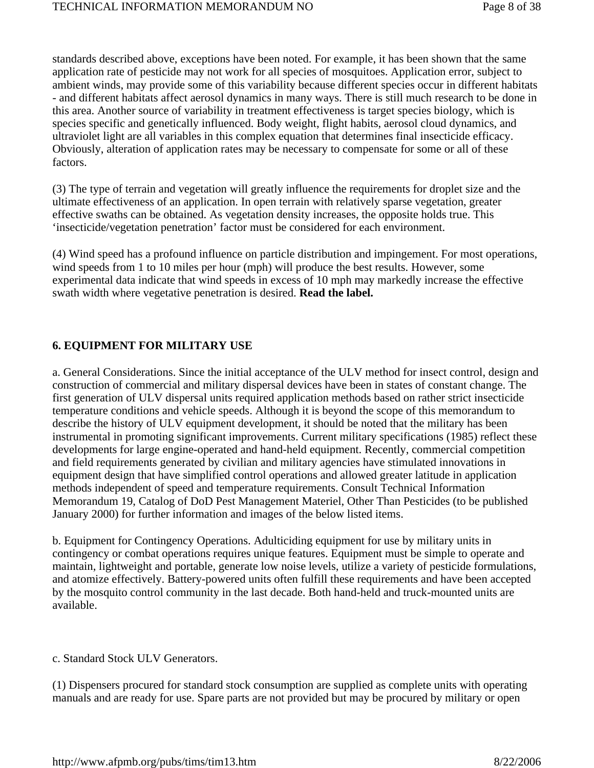standards described above, exceptions have been noted. For example, it has been shown that the same application rate of pesticide may not work for all species of mosquitoes. Application error, subject to ambient winds, may provide some of this variability because different species occur in different habitats - and different habitats affect aerosol dynamics in many ways. There is still much research to be done in this area. Another source of variability in treatment effectiveness is target species biology, which is species specific and genetically influenced. Body weight, flight habits, aerosol cloud dynamics, and ultraviolet light are all variables in this complex equation that determines final insecticide efficacy. Obviously, alteration of application rates may be necessary to compensate for some or all of these factors.

(3) The type of terrain and vegetation will greatly influence the requirements for droplet size and the ultimate effectiveness of an application. In open terrain with relatively sparse vegetation, greater effective swaths can be obtained. As vegetation density increases, the opposite holds true. This 'insecticide/vegetation penetration' factor must be considered for each environment.

(4) Wind speed has a profound influence on particle distribution and impingement. For most operations, wind speeds from 1 to 10 miles per hour (mph) will produce the best results. However, some experimental data indicate that wind speeds in excess of 10 mph may markedly increase the effective swath width where vegetative penetration is desired. **Read the label.**

## 6. EQUIPMENT FOR MILITARY USE

a. General Considerations. Since the initial acceptance of the ULV method for insect control, design and construction of commercial and military dispersal devices have been in states of constant change. The first generation of ULV dispersal units required application methods based on rather strict insecticide temperature conditions and vehicle speeds. Although it is beyond the scope of this memorandum to describe the history of ULV equipment development, it should be noted that the military has been instrumental in promoting significant improvements. Current military specifications (1985) reflect these developments for large engine-operated and hand-held equipment. Recently, commercial competition and field requirements generated by civilian and military agencies have stimulated innovations in equipment design that have simplified control operations and allowed greater latitude in application methods independent of speed and temperature requirements. Consult Technical Information Memorandum 19, Catalog of DoD Pest Management Materiel, Other Than Pesticides (to be published January 2000) for further information and images of the below listed items.

b. Equipment for Contingency Operations. Adulticiding equipment for use by military units in contingency or combat operations requires unique features. Equipment must be simple to operate and maintain, lightweight and portable, generate low noise levels, utilize a variety of pesticide formulations, and atomize effectively. Battery-powered units often fulfill these requirements and have been accepted by the mosquito control community in the last decade. Both hand-held and truck-mounted units are available.

c. Standard Stock ULV Generators.

(1) Dispensers procured for standard stock consumption are supplied as complete units with operating manuals and are ready for use. Spare parts are not provided but may be procured by military or open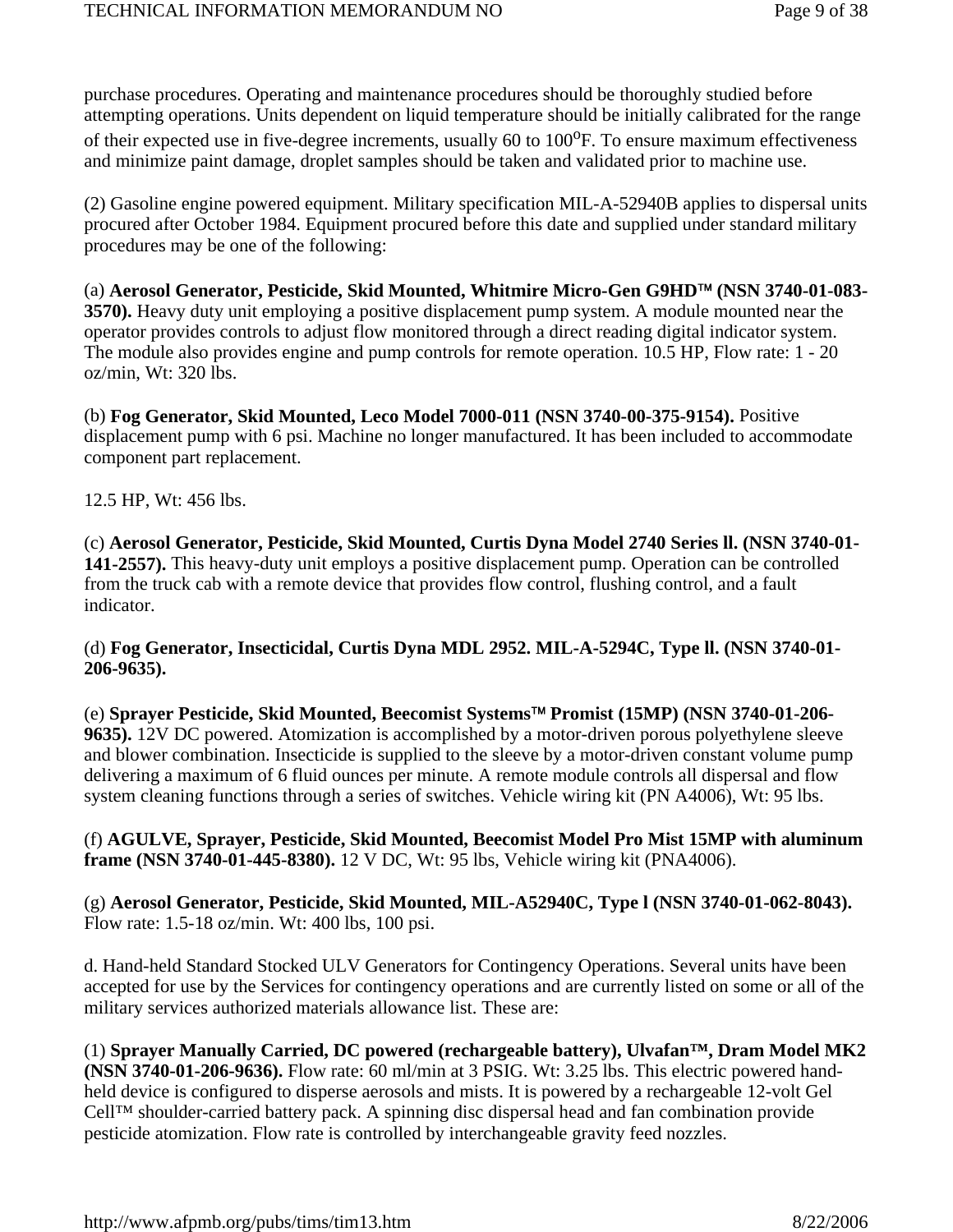purchase procedures. Operating and maintenance procedures should be thoroughly studied before attempting operations. Units dependent on liquid temperature should be initially calibrated for the range of their expected use in five-degree increments, usually 60 to 100$^{o}$F. To ensure maximum effectiveness and minimize paint damage, droplet samples should be taken and validated prior to machine use.

(2) Gasoline engine powered equipment. Military specification MIL-A-52940B applies to dispersal units procured after October 1984. Equipment procured before this date and supplied under standard military procedures may be one of the following:

(a) **Aerosol Generator, Pesticide, Skid Mounted, Whitmire Micro-Gen G9HD™ (NSN 3740-01-083-3570).** Heavy duty unit employing a positive displacement pump system. A module mounted near the operator provides controls to adjust flow monitored through a direct reading digital indicator system. The module also provides engine and pump controls for remote operation. 10.5 HP, Flow rate: 1 - 20 oz/min, Wt: 320 lbs.

(b) **Fog Generator, Skid Mounted, Leco Model 7000-011 (NSN 3740-00-375-9154).** Positive displacement pump with 6 psi. Machine no longer manufactured. It has been included to accommodate component part replacement.

12.5 HP, Wt: 456 lbs.

(c) **Aerosol Generator, Pesticide, Skid Mounted, Curtis Dyna Model 2740 Series ll. (NSN 3740-01-141-2557).** This heavy-duty unit employs a positive displacement pump. Operation can be controlled from the truck cab with a remote device that provides flow control, flushing control, and a fault indicator.

(d) **Fog Generator, Insecticidal, Curtis Dyna MDL 2952. MIL-A-5294C, Type ll. (NSN 3740-01-206-9635).**

(e) **Sprayer Pesticide, Skid Mounted, Beecomist Systems™ Promist (15MP) (NSN 3740-01-206-9635).** 12V DC powered. Atomization is accomplished by a motor-driven porous polyethylene sleeve and blower combination. Insecticide is supplied to the sleeve by a motor-driven constant volume pump delivering a maximum of 6 fluid ounces per minute. A remote module controls all dispersal and flow system cleaning functions through a series of switches. Vehicle wiring kit (PN A4006), Wt: 95 lbs.

(f) **AGULVE, Sprayer, Pesticide, Skid Mounted, Beecomist Model Pro Mist 15MP with aluminum frame (NSN 3740-01-445-8380).** 12 V DC, Wt: 95 lbs, Vehicle wiring kit (PNA4006).

(g) **Aerosol Generator, Pesticide, Skid Mounted, MIL-A52940C, Type l (NSN 3740-01-062-8043).** Flow rate: 1.5-18 oz/min. Wt: 400 lbs, 100 psi.

d. Hand-held Standard Stocked ULV Generators for Contingency Operations. Several units have been accepted for use by the Services for contingency operations and are currently listed on some or all of the military services authorized materials allowance list. These are:

(1) **Sprayer Manually Carried, DC powered (rechargeable battery), Ulvafan™, Dram Model MK2 (NSN 3740-01-206-9636).** Flow rate: 60 ml/min at 3 PSIG. Wt: 3.25 lbs. This electric powered hand-held device is configured to disperse aerosols and mists. It is powered by a rechargeable 12-volt Gel Cell™ shoulder-carried battery pack. A spinning disc dispersal head and fan combination provide pesticide atomization. Flow rate is controlled by interchangeable gravity feed nozzles.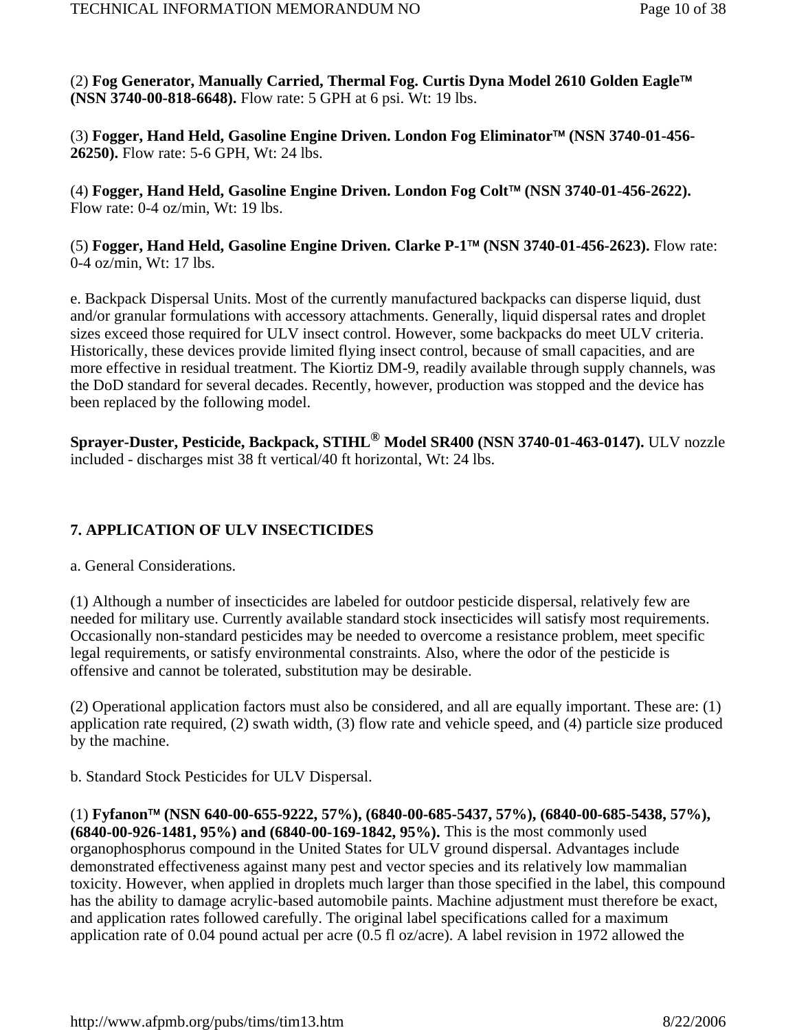(2) **Fog Generator, Manually Carried, Thermal Fog. Curtis Dyna Model 2610 Golden Eagle™ (NSN 3740-00-818-6648).** Flow rate: 5 GPH at 6 psi. Wt: 19 lbs.

(3) **Fogger, Hand Held, Gasoline Engine Driven. London Fog Eliminator™ (NSN 3740-01-456-26250).** Flow rate: 5-6 GPH, Wt: 24 lbs.

(4) **Fogger, Hand Held, Gasoline Engine Driven. London Fog Colt™ (NSN 3740-01-456-2622).** Flow rate: 0-4 oz/min, Wt: 19 lbs.

(5) **Fogger, Hand Held, Gasoline Engine Driven. Clarke P-1™ (NSN 3740-01-456-2623).** Flow rate: 0-4 oz/min, Wt: 17 lbs.

e. Backpack Dispersal Units. Most of the currently manufactured backpacks can disperse liquid, dust and/or granular formulations with accessory attachments. Generally, liquid dispersal rates and droplet sizes exceed those required for ULV insect control. However, some backpacks do meet ULV criteria. Historically, these devices provide limited flying insect control, because of small capacities, and are more effective in residual treatment. The Kiortiz DM-9, readily available through supply channels, was the DoD standard for several decades. Recently, however, production was stopped and the device has been replaced by the following model.

**Sprayer-Duster, Pesticide, Backpack, STIHL® Model SR400 (NSN 3740-01-463-0147).** ULV nozzle included - discharges mist 38 ft vertical/40 ft horizontal, Wt: 24 lbs.

## 7. APPLICATION OF ULV INSECTICIDES

a. General Considerations.

(1) Although a number of insecticides are labeled for outdoor pesticide dispersal, relatively few are needed for military use. Currently available standard stock insecticides will satisfy most requirements. Occasionally non-standard pesticides may be needed to overcome a resistance problem, meet specific legal requirements, or satisfy environmental constraints. Also, where the odor of the pesticide is offensive and cannot be tolerated, substitution may be desirable.

(2) Operational application factors must also be considered, and all are equally important. These are: (1) application rate required, (2) swath width, (3) flow rate and vehicle speed, and (4) particle size produced by the machine.

b. Standard Stock Pesticides for ULV Dispersal.

(1) **Fyfanon™ (NSN 640-00-655-9222, 57%), (6840-00-685-5437, 57%), (6840-00-685-5438, 57%), (6840-00-926-1481, 95%) and (6840-00-169-1842, 95%).** This is the most commonly used organophosphorus compound in the United States for ULV ground dispersal. Advantages include demonstrated effectiveness against many pest and vector species and its relatively low mammalian toxicity. However, when applied in droplets much larger than those specified in the label, this compound has the ability to damage acrylic-based automobile paints. Machine adjustment must therefore be exact, and application rates followed carefully. The original label specifications called for a maximum application rate of 0.04 pound actual per acre (0.5 fl oz/acre). A label revision in 1972 allowed the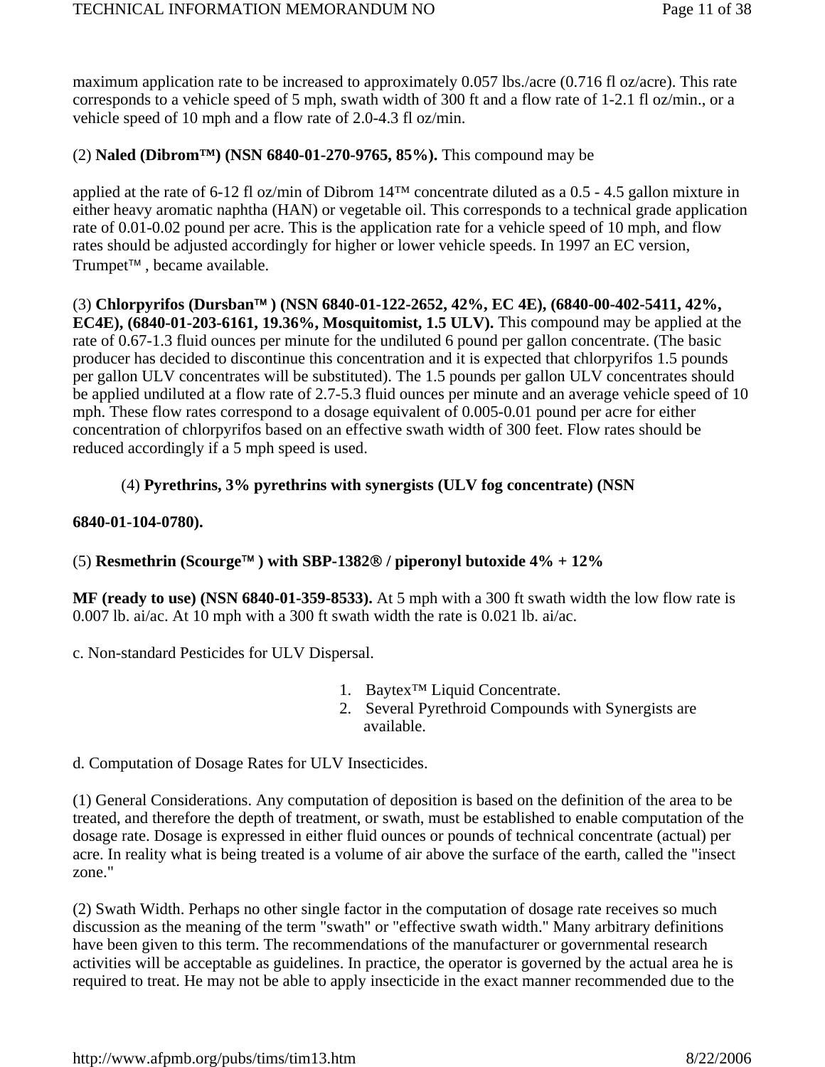maximum application rate to be increased to approximately 0.057 lbs./acre (0.716 fl oz/acre). This rate corresponds to a vehicle speed of 5 mph, swath width of 300 ft and a flow rate of 1-2.1 fl oz/min., or a vehicle speed of 10 mph and a flow rate of 2.0-4.3 fl oz/min.

(2) **Naled (Dibrom™) (NSN 6840-01-270-9765, 85%).** This compound may be

applied at the rate of 6-12 fl oz/min of Dibrom 14™ concentrate diluted as a 0.5 - 4.5 gallon mixture in either heavy aromatic naphtha (HAN) or vegetable oil. This corresponds to a technical grade application rate of 0.01-0.02 pound per acre. This is the application rate for a vehicle speed of 10 mph, and flow rates should be adjusted accordingly for higher or lower vehicle speeds. In 1997 an EC version, Trumpet™ , became available.

(3) **Chlorpyrifos (Dursban™ ) (NSN 6840-01-122-2652, 42%, EC 4E), (6840-00-402-5411, 42%, EC4E), (6840-01-203-6161, 19.36%, Mosquitomist, 1.5 ULV).** This compound may be applied at the rate of 0.67-1.3 fluid ounces per minute for the undiluted 6 pound per gallon concentrate. (The basic producer has decided to discontinue this concentration and it is expected that chlorpyrifos 1.5 pounds per gallon ULV concentrates will be substituted). The 1.5 pounds per gallon ULV concentrates should be applied undiluted at a flow rate of 2.7-5.3 fluid ounces per minute and an average vehicle speed of 10 mph. These flow rates correspond to a dosage equivalent of 0.005-0.01 pound per acre for either concentration of chlorpyrifos based on an effective swath width of 300 feet. Flow rates should be reduced accordingly if a 5 mph speed is used.

(4) **Pyrethrins, 3% pyrethrins with synergists (ULV fog concentrate) (NSN**

**6840-01-104-0780).**

(5) **Resmethrin (Scourge™ ) with SBP-1382® / piperonyl butoxide 4% + 12%**

**MF (ready to use) (NSN 6840-01-359-8533).** At 5 mph with a 300 ft swath width the low flow rate is 0.007 lb. ai/ac. At 10 mph with a 300 ft swath width the rate is 0.021 lb. ai/ac.

c. Non-standard Pesticides for ULV Dispersal.

1. Baytex™ Liquid Concentrate.
2. Several Pyrethroid Compounds with Synergists are available.

d. Computation of Dosage Rates for ULV Insecticides.

(1) General Considerations. Any computation of deposition is based on the definition of the area to be treated, and therefore the depth of treatment, or swath, must be established to enable computation of the dosage rate. Dosage is expressed in either fluid ounces or pounds of technical concentrate (actual) per acre. In reality what is being treated is a volume of air above the surface of the earth, called the "insect zone."

(2) Swath Width. Perhaps no other single factor in the computation of dosage rate receives so much discussion as the meaning of the term "swath" or "effective swath width." Many arbitrary definitions have been given to this term. The recommendations of the manufacturer or governmental research activities will be acceptable as guidelines. In practice, the operator is governed by the actual area he is required to treat. He may not be able to apply insecticide in the exact manner recommended due to the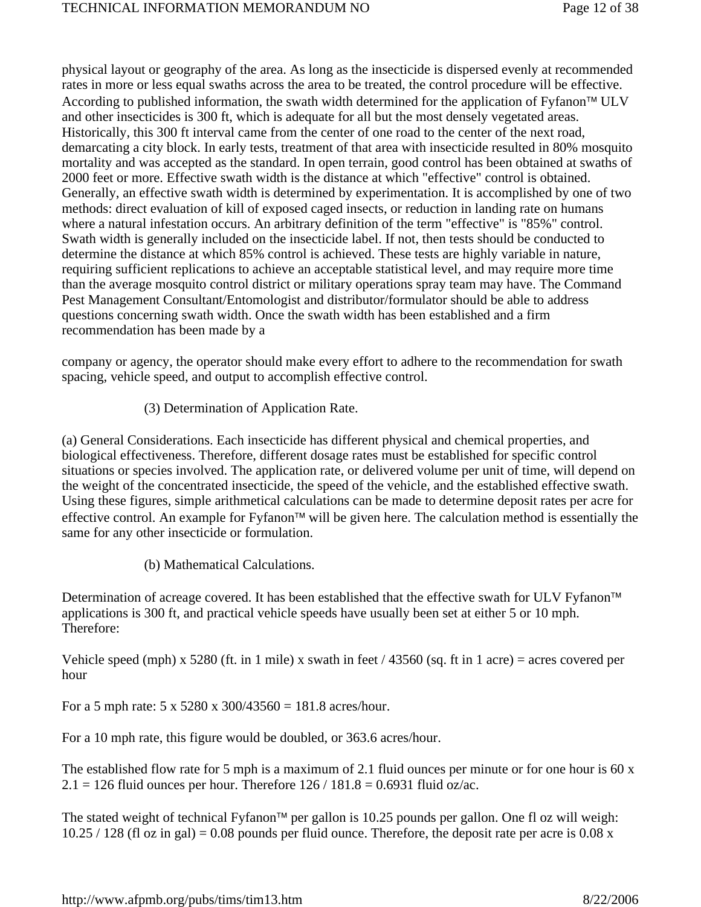physical layout or geography of the area. As long as the insecticide is dispersed evenly at recommended rates in more or less equal swaths across the area to be treated, the control procedure will be effective. According to published information, the swath width determined for the application of Fyfanon™ ULV and other insecticides is 300 ft, which is adequate for all but the most densely vegetated areas. Historically, this 300 ft interval came from the center of one road to the center of the next road, demarcating a city block. In early tests, treatment of that area with insecticide resulted in 80% mosquito mortality and was accepted as the standard. In open terrain, good control has been obtained at swaths of 2000 feet or more. Effective swath width is the distance at which "effective" control is obtained. Generally, an effective swath width is determined by experimentation. It is accomplished by one of two methods: direct evaluation of kill of exposed caged insects, or reduction in landing rate on humans where a natural infestation occurs. An arbitrary definition of the term "effective" is "85%" control. Swath width is generally included on the insecticide label. If not, then tests should be conducted to determine the distance at which 85% control is achieved. These tests are highly variable in nature, requiring sufficient replications to achieve an acceptable statistical level, and may require more time than the average mosquito control district or military operations spray team may have. The Command Pest Management Consultant/Entomologist and distributor/formulator should be able to address questions concerning swath width. Once the swath width has been established and a firm recommendation has been made by a

company or agency, the operator should make every effort to adhere to the recommendation for swath spacing, vehicle speed, and output to accomplish effective control.

(3) Determination of Application Rate.

(a) General Considerations. Each insecticide has different physical and chemical properties, and biological effectiveness. Therefore, different dosage rates must be established for specific control situations or species involved. The application rate, or delivered volume per unit of time, will depend on the weight of the concentrated insecticide, the speed of the vehicle, and the established effective swath. Using these figures, simple arithmetical calculations can be made to determine deposit rates per acre for effective control. An example for Fyfanon™ will be given here. The calculation method is essentially the same for any other insecticide or formulation.

(b) Mathematical Calculations.

Determination of acreage covered. It has been established that the effective swath for ULV Fyfanon™ applications is 300 ft, and practical vehicle speeds have usually been set at either 5 or 10 mph. Therefore:

Vehicle speed (mph) x 5280 (ft. in 1 mile) x swath in feet / 43560 (sq. ft in 1 acre) = acres covered per hour

For a 5 mph rate: 5 x 5280 x 300/43560 = 181.8 acres/hour.

For a 10 mph rate, this figure would be doubled, or 363.6 acres/hour.

The established flow rate for 5 mph is a maximum of 2.1 fluid ounces per minute or for one hour is 60 x 2.1 = 126 fluid ounces per hour. Therefore 126 / 181.8 = 0.6931 fluid oz/ac.

The stated weight of technical Fyfanon™ per gallon is 10.25 pounds per gallon. One fl oz will weigh: 10.25 / 128 (fl oz in gal) = 0.08 pounds per fluid ounce. Therefore, the deposit rate per acre is 0.08 x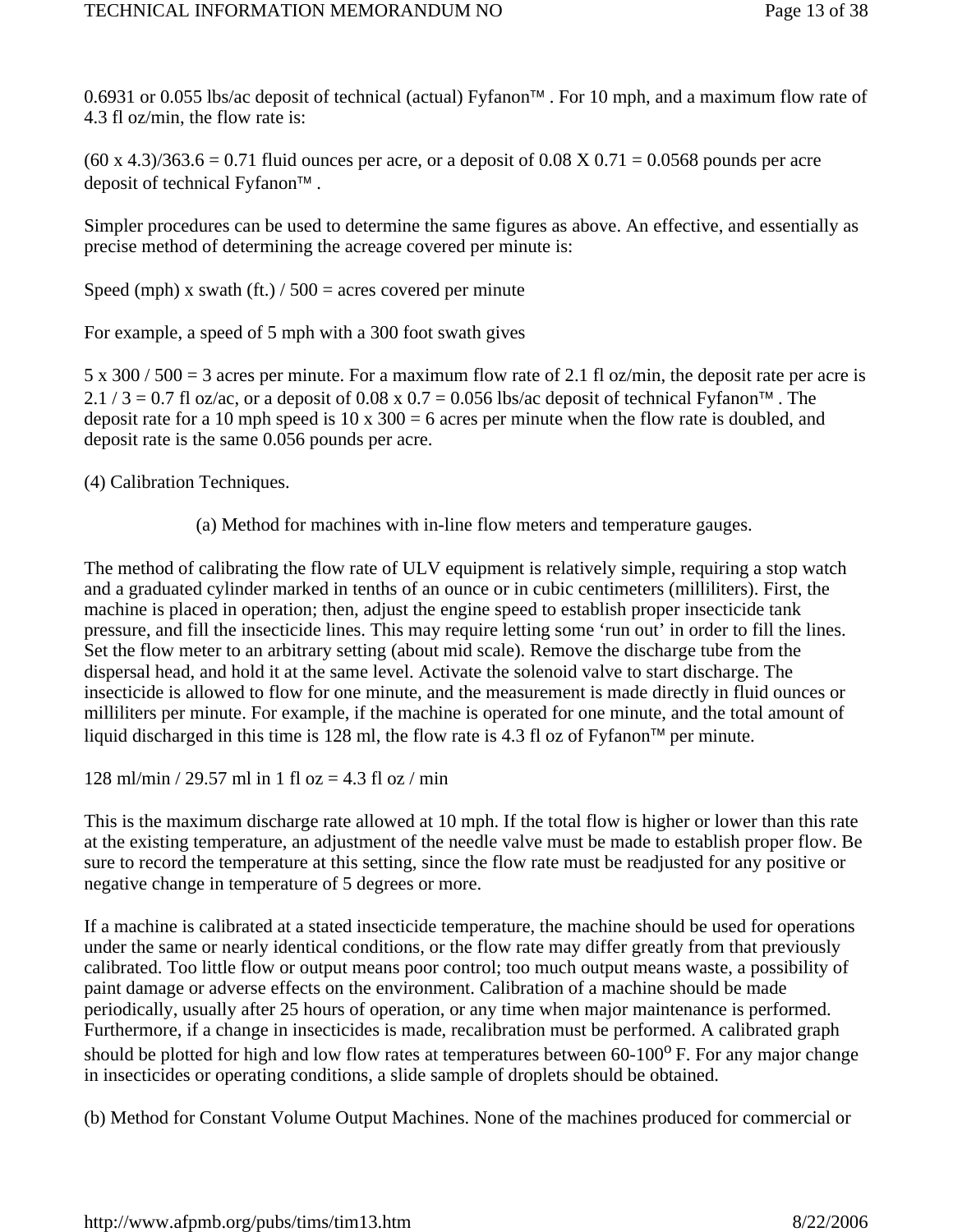0.6931 or 0.055 lbs/ac deposit of technical (actual) Fyfanon™ . For 10 mph, and a maximum flow rate of 4.3 fl oz/min, the flow rate is:

(60 x 4.3)/363.6 = 0.71 fluid ounces per acre, or a deposit of 0.08 X 0.71 = 0.0568 pounds per acre deposit of technical Fyfanon™ .

Simpler procedures can be used to determine the same figures as above. An effective, and essentially as precise method of determining the acreage covered per minute is:

Speed (mph) x swath (ft.) / 500 = acres covered per minute

For example, a speed of 5 mph with a 300 foot swath gives

5 x 300 / 500 = 3 acres per minute. For a maximum flow rate of 2.1 fl oz/min, the deposit rate per acre is 2.1 / 3 = 0.7 fl oz/ac, or a deposit of 0.08 x 0.7 = 0.056 lbs/ac deposit of technical Fyfanon™ . The deposit rate for a 10 mph speed is 10 x 300 = 6 acres per minute when the flow rate is doubled, and deposit rate is the same 0.056 pounds per acre.

(4) Calibration Techniques.

(a) Method for machines with in-line flow meters and temperature gauges.

The method of calibrating the flow rate of ULV equipment is relatively simple, requiring a stop watch and a graduated cylinder marked in tenths of an ounce or in cubic centimeters (milliliters). First, the machine is placed in operation; then, adjust the engine speed to establish proper insecticide tank pressure, and fill the insecticide lines. This may require letting some 'run out' in order to fill the lines. Set the flow meter to an arbitrary setting (about mid scale). Remove the discharge tube from the dispersal head, and hold it at the same level. Activate the solenoid valve to start discharge. The insecticide is allowed to flow for one minute, and the measurement is made directly in fluid ounces or milliliters per minute. For example, if the machine is operated for one minute, and the total amount of liquid discharged in this time is 128 ml, the flow rate is 4.3 fl oz of Fyfanon™ per minute.

128 ml/min / 29.57 ml in 1 fl oz = 4.3 fl oz / min

This is the maximum discharge rate allowed at 10 mph. If the total flow is higher or lower than this rate at the existing temperature, an adjustment of the needle valve must be made to establish proper flow. Be sure to record the temperature at this setting, since the flow rate must be readjusted for any positive or negative change in temperature of 5 degrees or more.

If a machine is calibrated at a stated insecticide temperature, the machine should be used for operations under the same or nearly identical conditions, or the flow rate may differ greatly from that previously calibrated. Too little flow or output means poor control; too much output means waste, a possibility of paint damage or adverse effects on the environment. Calibration of a machine should be made periodically, usually after 25 hours of operation, or any time when major maintenance is performed. Furthermore, if a change in insecticides is made, recalibration must be performed. A calibrated graph should be plotted for high and low flow rates at temperatures between 60-100$^{o}$ F. For any major change in insecticides or operating conditions, a slide sample of droplets should be obtained.

(b) Method for Constant Volume Output Machines. None of the machines produced for commercial or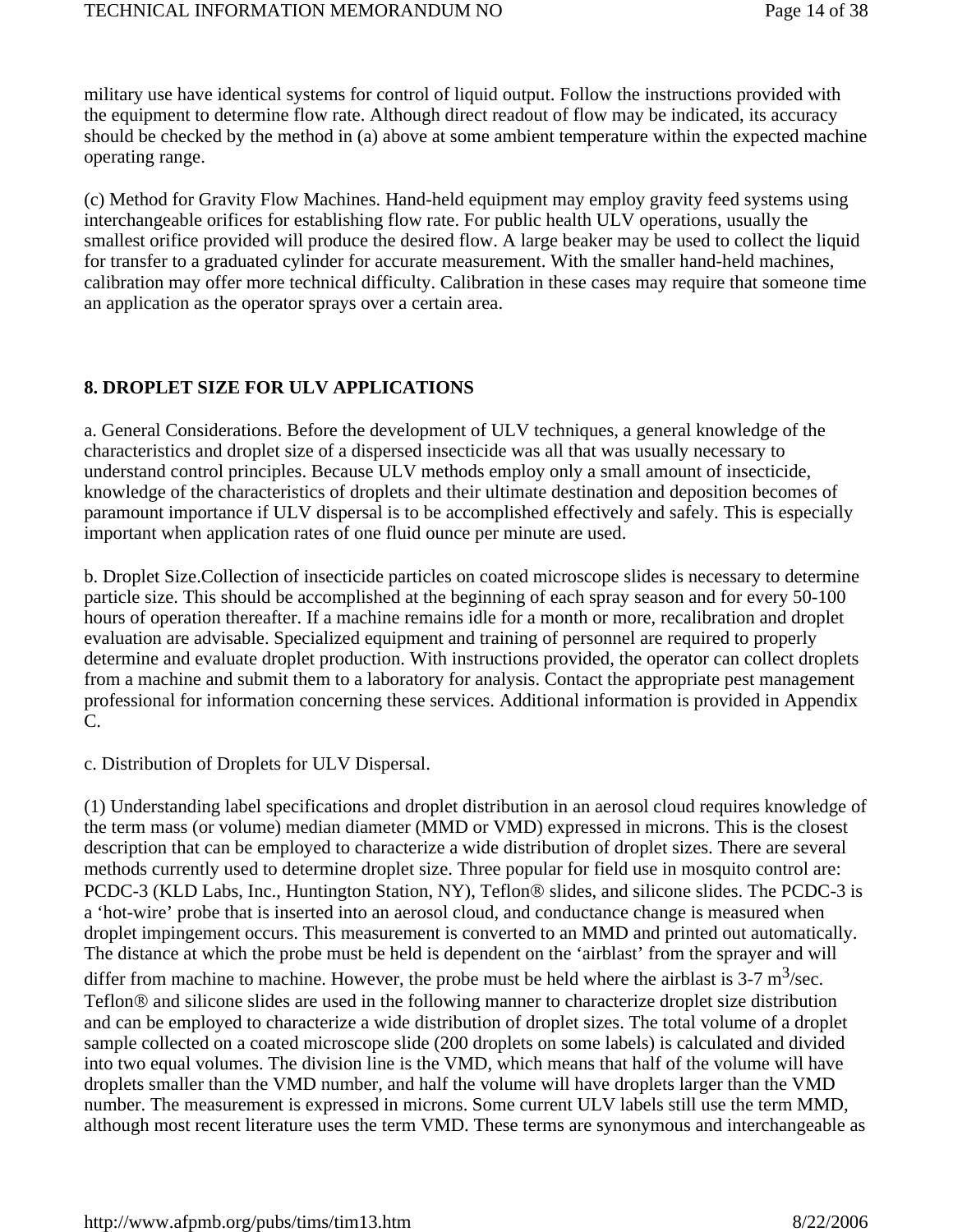military use have identical systems for control of liquid output. Follow the instructions provided with the equipment to determine flow rate. Although direct readout of flow may be indicated, its accuracy should be checked by the method in (a) above at some ambient temperature within the expected machine operating range.

(c) Method for Gravity Flow Machines. Hand-held equipment may employ gravity feed systems using interchangeable orifices for establishing flow rate. For public health ULV operations, usually the smallest orifice provided will produce the desired flow. A large beaker may be used to collect the liquid for transfer to a graduated cylinder for accurate measurement. With the smaller hand-held machines, calibration may offer more technical difficulty. Calibration in these cases may require that someone time an application as the operator sprays over a certain area.

## 8. DROPLET SIZE FOR ULV APPLICATIONS

a. General Considerations. Before the development of ULV techniques, a general knowledge of the characteristics and droplet size of a dispersed insecticide was all that was usually necessary to understand control principles. Because ULV methods employ only a small amount of insecticide, knowledge of the characteristics of droplets and their ultimate destination and deposition becomes of paramount importance if ULV dispersal is to be accomplished effectively and safely. This is especially important when application rates of one fluid ounce per minute are used.

b. Droplet Size.Collection of insecticide particles on coated microscope slides is necessary to determine particle size. This should be accomplished at the beginning of each spray season and for every 50-100 hours of operation thereafter. If a machine remains idle for a month or more, recalibration and droplet evaluation are advisable. Specialized equipment and training of personnel are required to properly determine and evaluate droplet production. With instructions provided, the operator can collect droplets from a machine and submit them to a laboratory for analysis. Contact the appropriate pest management professional for information concerning these services. Additional information is provided in Appendix C.

c. Distribution of Droplets for ULV Dispersal.

(1) Understanding label specifications and droplet distribution in an aerosol cloud requires knowledge of the term mass (or volume) median diameter (MMD or VMD) expressed in microns. This is the closest description that can be employed to characterize a wide distribution of droplet sizes. There are several methods currently used to determine droplet size. Three popular for field use in mosquito control are: PCDC-3 (KLD Labs, Inc., Huntington Station, NY), Teflon® slides, and silicone slides. The PCDC-3 is a 'hot-wire' probe that is inserted into an aerosol cloud, and conductance change is measured when droplet impingement occurs. This measurement is converted to an MMD and printed out automatically. The distance at which the probe must be held is dependent on the 'airblast' from the sprayer and will differ from machine to machine. However, the probe must be held where the airblast is 3-7 $m^3$/sec. Teflon® and silicone slides are used in the following manner to characterize droplet size distribution and can be employed to characterize a wide distribution of droplet sizes. The total volume of a droplet sample collected on a coated microscope slide (200 droplets on some labels) is calculated and divided into two equal volumes. The division line is the VMD, which means that half of the volume will have droplets smaller than the VMD number, and half the volume will have droplets larger than the VMD number. The measurement is expressed in microns. Some current ULV labels still use the term MMD, although most recent literature uses the term VMD. These terms are synonymous and interchangeable as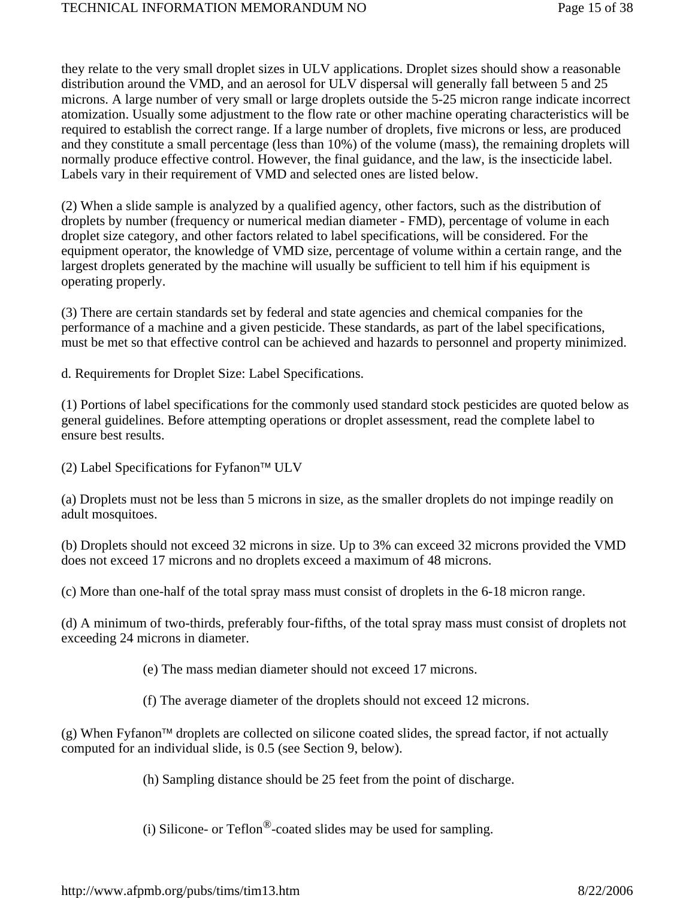they relate to the very small droplet sizes in ULV applications. Droplet sizes should show a reasonable distribution around the VMD, and an aerosol for ULV dispersal will generally fall between 5 and 25 microns. A large number of very small or large droplets outside the 5-25 micron range indicate incorrect atomization. Usually some adjustment to the flow rate or other machine operating characteristics will be required to establish the correct range. If a large number of droplets, five microns or less, are produced and they constitute a small percentage (less than 10%) of the volume (mass), the remaining droplets will normally produce effective control. However, the final guidance, and the law, is the insecticide label. Labels vary in their requirement of VMD and selected ones are listed below.

(2) When a slide sample is analyzed by a qualified agency, other factors, such as the distribution of droplets by number (frequency or numerical median diameter - FMD), percentage of volume in each droplet size category, and other factors related to label specifications, will be considered. For the equipment operator, the knowledge of VMD size, percentage of volume within a certain range, and the largest droplets generated by the machine will usually be sufficient to tell him if his equipment is operating properly.

(3) There are certain standards set by federal and state agencies and chemical companies for the performance of a machine and a given pesticide. These standards, as part of the label specifications, must be met so that effective control can be achieved and hazards to personnel and property minimized.

d. Requirements for Droplet Size: Label Specifications.

(1) Portions of label specifications for the commonly used standard stock pesticides are quoted below as general guidelines. Before attempting operations or droplet assessment, read the complete label to ensure best results.

(2) Label Specifications for Fyfanon™ ULV

(a) Droplets must not be less than 5 microns in size, as the smaller droplets do not impinge readily on adult mosquitoes.

(b) Droplets should not exceed 32 microns in size. Up to 3% can exceed 32 microns provided the VMD does not exceed 17 microns and no droplets exceed a maximum of 48 microns.

(c) More than one-half of the total spray mass must consist of droplets in the 6-18 micron range.

(d) A minimum of two-thirds, preferably four-fifths, of the total spray mass must consist of droplets not exceeding 24 microns in diameter.

(e) The mass median diameter should not exceed 17 microns.

(f) The average diameter of the droplets should not exceed 12 microns.

(g) When Fyfanon™ droplets are collected on silicone coated slides, the spread factor, if not actually computed for an individual slide, is 0.5 (see Section 9, below).

(h) Sampling distance should be 25 feet from the point of discharge.

(i) Silicone- or Teflon®-coated slides may be used for sampling.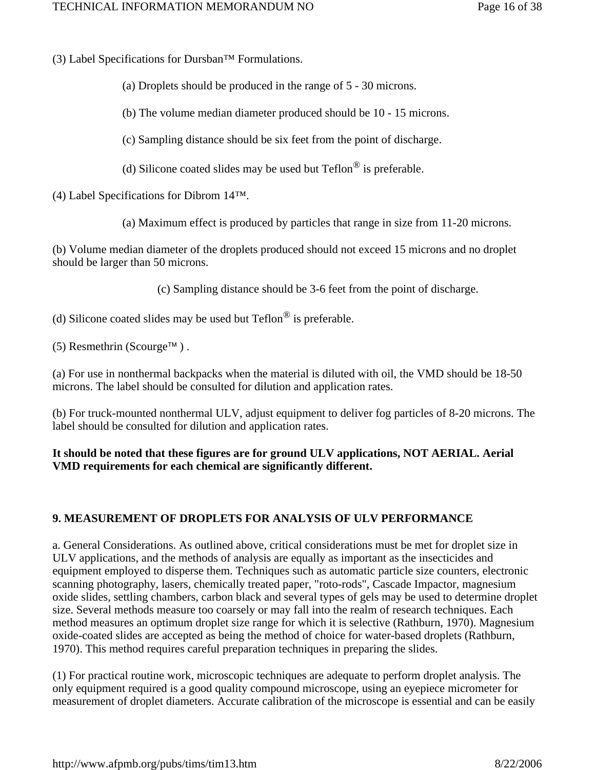(3) Label Specifications for Dursban™ Formulations.

(a) Droplets should be produced in the range of 5 - 30 microns.

(b) The volume median diameter produced should be 10 - 15 microns.

(c) Sampling distance should be six feet from the point of discharge.

(d) Silicone coated slides may be used but Teflon® is preferable.

(4) Label Specifications for Dibrom 14™.

(a) Maximum effect is produced by particles that range in size from 11-20 microns.

(b) Volume median diameter of the droplets produced should not exceed 15 microns and no droplet should be larger than 50 microns.

(c) Sampling distance should be 3-6 feet from the point of discharge.

(d) Silicone coated slides may be used but Teflon® is preferable.

(5) Resmethrin (Scourge™ ) .

(a) For use in nonthermal backpacks when the material is diluted with oil, the VMD should be 18-50 microns. The label should be consulted for dilution and application rates.

(b) For truck-mounted nonthermal ULV, adjust equipment to deliver fog particles of 8-20 microns. The label should be consulted for dilution and application rates.

**It should be noted that these figures are for ground ULV applications, NOT AERIAL. Aerial VMD requirements for each chemical are significantly different.**

## 9. MEASUREMENT OF DROPLETS FOR ANALYSIS OF ULV PERFORMANCE

a. General Considerations. As outlined above, critical considerations must be met for droplet size in ULV applications, and the methods of analysis are equally as important as the insecticides and equipment employed to disperse them. Techniques such as automatic particle size counters, electronic scanning photography, lasers, chemically treated paper, "roto-rods", Cascade Impactor, magnesium oxide slides, settling chambers, carbon black and several types of gels may be used to determine droplet size. Several methods measure too coarsely or may fall into the realm of research techniques. Each method measures an optimum droplet size range for which it is selective (Rathburn, 1970). Magnesium oxide-coated slides are accepted as being the method of choice for water-based droplets (Rathburn, 1970). This method requires careful preparation techniques in preparing the slides.

(1) For practical routine work, microscopic techniques are adequate to perform droplet analysis. The only equipment required is a good quality compound microscope, using an eyepiece micrometer for measurement of droplet diameters. Accurate calibration of the microscope is essential and can be easily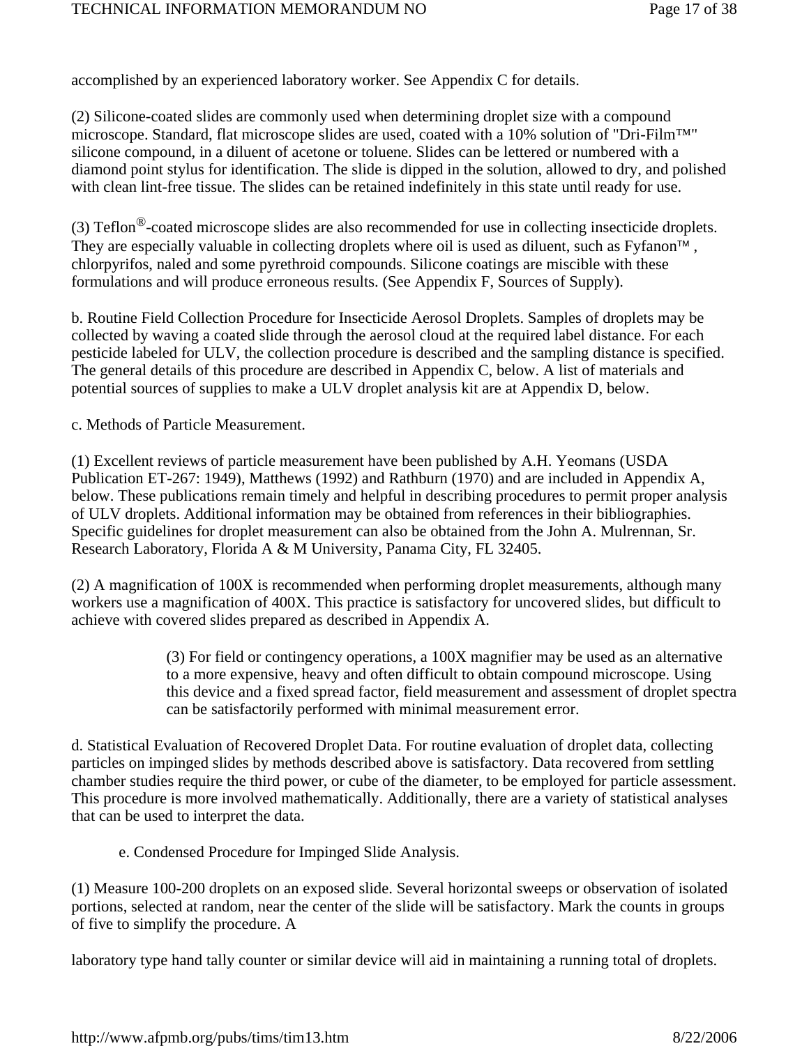accomplished by an experienced laboratory worker. See Appendix C for details.

(2) Silicone-coated slides are commonly used when determining droplet size with a compound microscope. Standard, flat microscope slides are used, coated with a 10% solution of "Dri-Film™" silicone compound, in a diluent of acetone or toluene. Slides can be lettered or numbered with a diamond point stylus for identification. The slide is dipped in the solution, allowed to dry, and polished with clean lint-free tissue. The slides can be retained indefinitely in this state until ready for use.

(3) Teflon®-coated microscope slides are also recommended for use in collecting insecticide droplets. They are especially valuable in collecting droplets where oil is used as diluent, such as Fyfanon™, chlorpyrifos, naled and some pyrethroid compounds. Silicone coatings are miscible with these formulations and will produce erroneous results. (See Appendix F, Sources of Supply).

b. Routine Field Collection Procedure for Insecticide Aerosol Droplets. Samples of droplets may be collected by waving a coated slide through the aerosol cloud at the required label distance. For each pesticide labeled for ULV, the collection procedure is described and the sampling distance is specified. The general details of this procedure are described in Appendix C, below. A list of materials and potential sources of supplies to make a ULV droplet analysis kit are at Appendix D, below.

c. Methods of Particle Measurement.

(1) Excellent reviews of particle measurement have been published by A.H. Yeomans (USDA Publication ET-267: 1949), Matthews (1992) and Rathburn (1970) and are included in Appendix A, below. These publications remain timely and helpful in describing procedures to permit proper analysis of ULV droplets. Additional information may be obtained from references in their bibliographies. Specific guidelines for droplet measurement can also be obtained from the John A. Mulrennan, Sr. Research Laboratory, Florida A & M University, Panama City, FL 32405.

(2) A magnification of 100X is recommended when performing droplet measurements, although many workers use a magnification of 400X. This practice is satisfactory for uncovered slides, but difficult to achieve with covered slides prepared as described in Appendix A.

(3) For field or contingency operations, a 100X magnifier may be used as an alternative to a more expensive, heavy and often difficult to obtain compound microscope. Using this device and a fixed spread factor, field measurement and assessment of droplet spectra can be satisfactorily performed with minimal measurement error.

d. Statistical Evaluation of Recovered Droplet Data. For routine evaluation of droplet data, collecting particles on impinged slides by methods described above is satisfactory. Data recovered from settling chamber studies require the third power, or cube of the diameter, to be employed for particle assessment. This procedure is more involved mathematically. Additionally, there are a variety of statistical analyses that can be used to interpret the data.

e. Condensed Procedure for Impinged Slide Analysis.

(1) Measure 100-200 droplets on an exposed slide. Several horizontal sweeps or observation of isolated portions, selected at random, near the center of the slide will be satisfactory. Mark the counts in groups of five to simplify the procedure. A laboratory type hand tally counter or similar device will aid in maintaining a running total of droplets.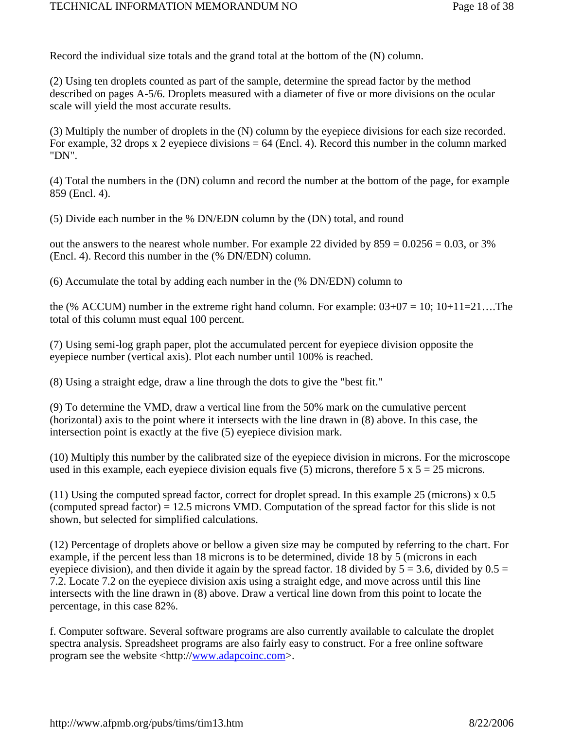Record the individual size totals and the grand total at the bottom of the (N) column.

(2) Using ten droplets counted as part of the sample, determine the spread factor by the method described on pages A-5/6. Droplets measured with a diameter of five or more divisions on the ocular scale will yield the most accurate results.

(3) Multiply the number of droplets in the (N) column by the eyepiece divisions for each size recorded. For example, 32 drops x 2 eyepiece divisions = 64 (Encl. 4). Record this number in the column marked "DN".

(4) Total the numbers in the (DN) column and record the number at the bottom of the page, for example 859 (Encl. 4).

(5) Divide each number in the % DN/EDN column by the (DN) total, and round

out the answers to the nearest whole number. For example 22 divided by 859 = 0.0256 = 0.03, or 3% (Encl. 4). Record this number in the (% DN/EDN) column.

(6) Accumulate the total by adding each number in the (% DN/EDN) column to

the (% ACCUM) number in the extreme right hand column. For example: 03+07 = 10; 10+11=21….The total of this column must equal 100 percent.

(7) Using semi-log graph paper, plot the accumulated percent for eyepiece division opposite the eyepiece number (vertical axis). Plot each number until 100% is reached.

(8) Using a straight edge, draw a line through the dots to give the "best fit."

(9) To determine the VMD, draw a vertical line from the 50% mark on the cumulative percent (horizontal) axis to the point where it intersects with the line drawn in (8) above. In this case, the intersection point is exactly at the five (5) eyepiece division mark.

(10) Multiply this number by the calibrated size of the eyepiece division in microns. For the microscope used in this example, each eyepiece division equals five (5) microns, therefore 5 x 5 = 25 microns.

(11) Using the computed spread factor, correct for droplet spread. In this example 25 (microns) x 0.5 (computed spread factor) = 12.5 microns VMD. Computation of the spread factor for this slide is not shown, but selected for simplified calculations.

(12) Percentage of droplets above or bellow a given size may be computed by referring to the chart. For example, if the percent less than 18 microns is to be determined, divide 18 by 5 (microns in each eyepiece division), and then divide it again by the spread factor. 18 divided by 5 = 3.6, divided by 0.5 = 7.2. Locate 7.2 on the eyepiece division axis using a straight edge, and move across until this line intersects with the line drawn in (8) above. Draw a vertical line down from this point to locate the percentage, in this case 82%.

f. Computer software. Several software programs are also currently available to calculate the droplet spectra analysis. Spreadsheet programs are also fairly easy to construct. For a free online software program see the website <http://www.adapcoinc.com>.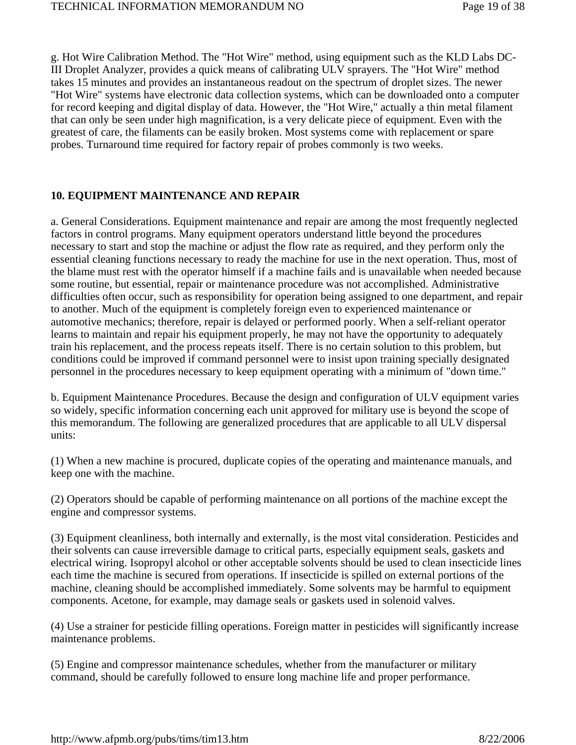g. Hot Wire Calibration Method. The "Hot Wire" method, using equipment such as the KLD Labs DC-III Droplet Analyzer, provides a quick means of calibrating ULV sprayers. The "Hot Wire" method takes 15 minutes and provides an instantaneous readout on the spectrum of droplet sizes. The newer "Hot Wire" systems have electronic data collection systems, which can be downloaded onto a computer for record keeping and digital display of data. However, the "Hot Wire," actually a thin metal filament that can only be seen under high magnification, is a very delicate piece of equipment. Even with the greatest of care, the filaments can be easily broken. Most systems come with replacement or spare probes. Turnaround time required for factory repair of probes commonly is two weeks.

## 10. EQUIPMENT MAINTENANCE AND REPAIR

a. General Considerations. Equipment maintenance and repair are among the most frequently neglected factors in control programs. Many equipment operators understand little beyond the procedures necessary to start and stop the machine or adjust the flow rate as required, and they perform only the essential cleaning functions necessary to ready the machine for use in the next operation. Thus, most of the blame must rest with the operator himself if a machine fails and is unavailable when needed because some routine, but essential, repair or maintenance procedure was not accomplished. Administrative difficulties often occur, such as responsibility for operation being assigned to one department, and repair to another. Much of the equipment is completely foreign even to experienced maintenance or automotive mechanics; therefore, repair is delayed or performed poorly. When a self-reliant operator learns to maintain and repair his equipment properly, he may not have the opportunity to adequately train his replacement, and the process repeats itself. There is no certain solution to this problem, but conditions could be improved if command personnel were to insist upon training specially designated personnel in the procedures necessary to keep equipment operating with a minimum of "down time."

b. Equipment Maintenance Procedures. Because the design and configuration of ULV equipment varies so widely, specific information concerning each unit approved for military use is beyond the scope of this memorandum. The following are generalized procedures that are applicable to all ULV dispersal units:

(1) When a new machine is procured, duplicate copies of the operating and maintenance manuals, and keep one with the machine.

(2) Operators should be capable of performing maintenance on all portions of the machine except the engine and compressor systems.

(3) Equipment cleanliness, both internally and externally, is the most vital consideration. Pesticides and their solvents can cause irreversible damage to critical parts, especially equipment seals, gaskets and electrical wiring. Isopropyl alcohol or other acceptable solvents should be used to clean insecticide lines each time the machine is secured from operations. If insecticide is spilled on external portions of the machine, cleaning should be accomplished immediately. Some solvents may be harmful to equipment components. Acetone, for example, may damage seals or gaskets used in solenoid valves.

(4) Use a strainer for pesticide filling operations. Foreign matter in pesticides will significantly increase maintenance problems.

(5) Engine and compressor maintenance schedules, whether from the manufacturer or military command, should be carefully followed to ensure long machine life and proper performance.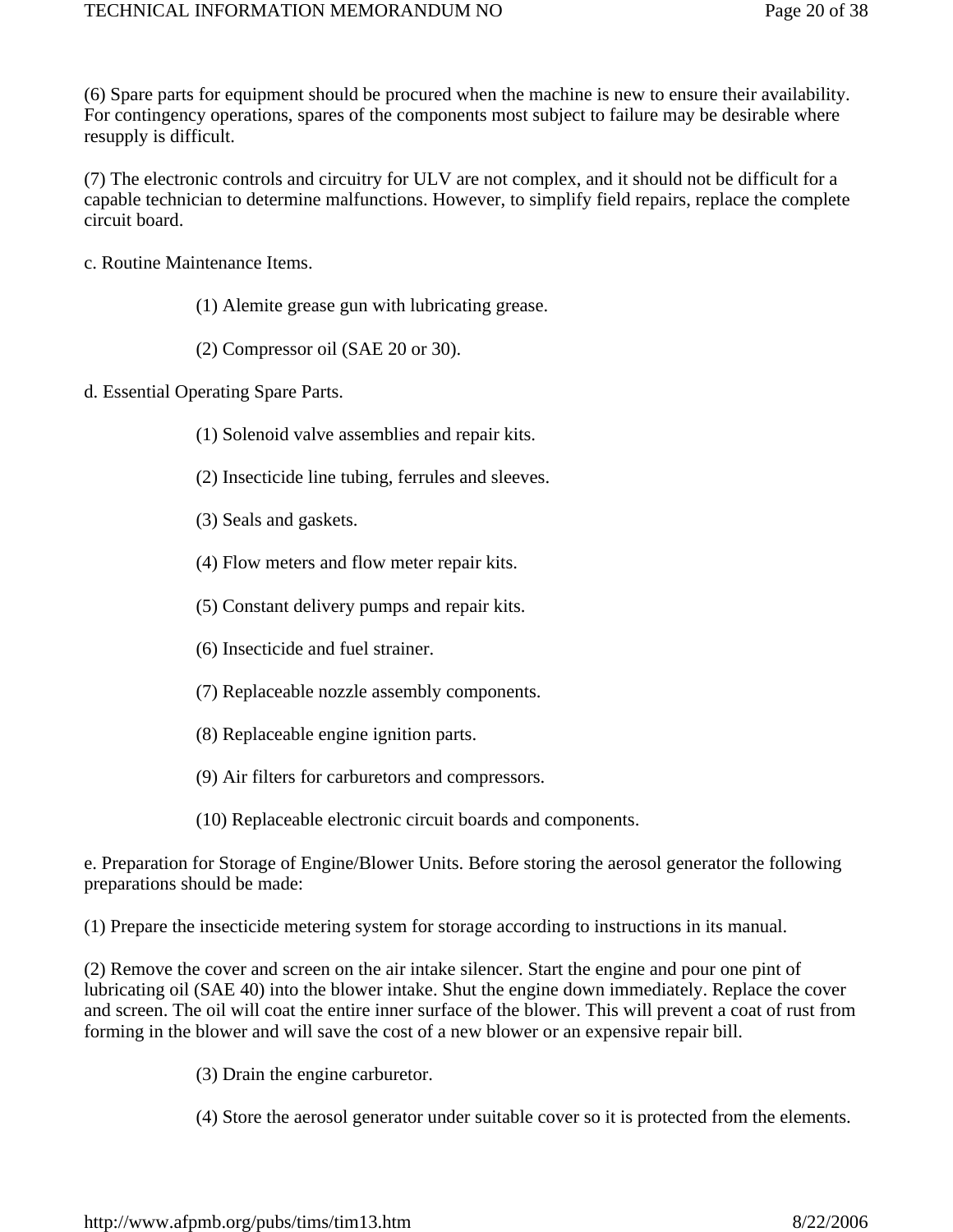(6) Spare parts for equipment should be procured when the machine is new to ensure their availability. For contingency operations, spares of the components most subject to failure may be desirable where resupply is difficult.

(7) The electronic controls and circuitry for ULV are not complex, and it should not be difficult for a capable technician to determine malfunctions. However, to simplify field repairs, replace the complete circuit board.

c. Routine Maintenance Items.

(1) Alemite grease gun with lubricating grease.

(2) Compressor oil (SAE 20 or 30).

d. Essential Operating Spare Parts.

(1) Solenoid valve assemblies and repair kits.

(2) Insecticide line tubing, ferrules and sleeves.

(3) Seals and gaskets.

(4) Flow meters and flow meter repair kits.

(5) Constant delivery pumps and repair kits.

(6) Insecticide and fuel strainer.

(7) Replaceable nozzle assembly components.

(8) Replaceable engine ignition parts.

(9) Air filters for carburetors and compressors.

(10) Replaceable electronic circuit boards and components.

e. Preparation for Storage of Engine/Blower Units. Before storing the aerosol generator the following preparations should be made:

(1) Prepare the insecticide metering system for storage according to instructions in its manual.

(2) Remove the cover and screen on the air intake silencer. Start the engine and pour one pint of lubricating oil (SAE 40) into the blower intake. Shut the engine down immediately. Replace the cover and screen. The oil will coat the entire inner surface of the blower. This will prevent a coat of rust from forming in the blower and will save the cost of a new blower or an expensive repair bill.

(3) Drain the engine carburetor.

(4) Store the aerosol generator under suitable cover so it is protected from the elements.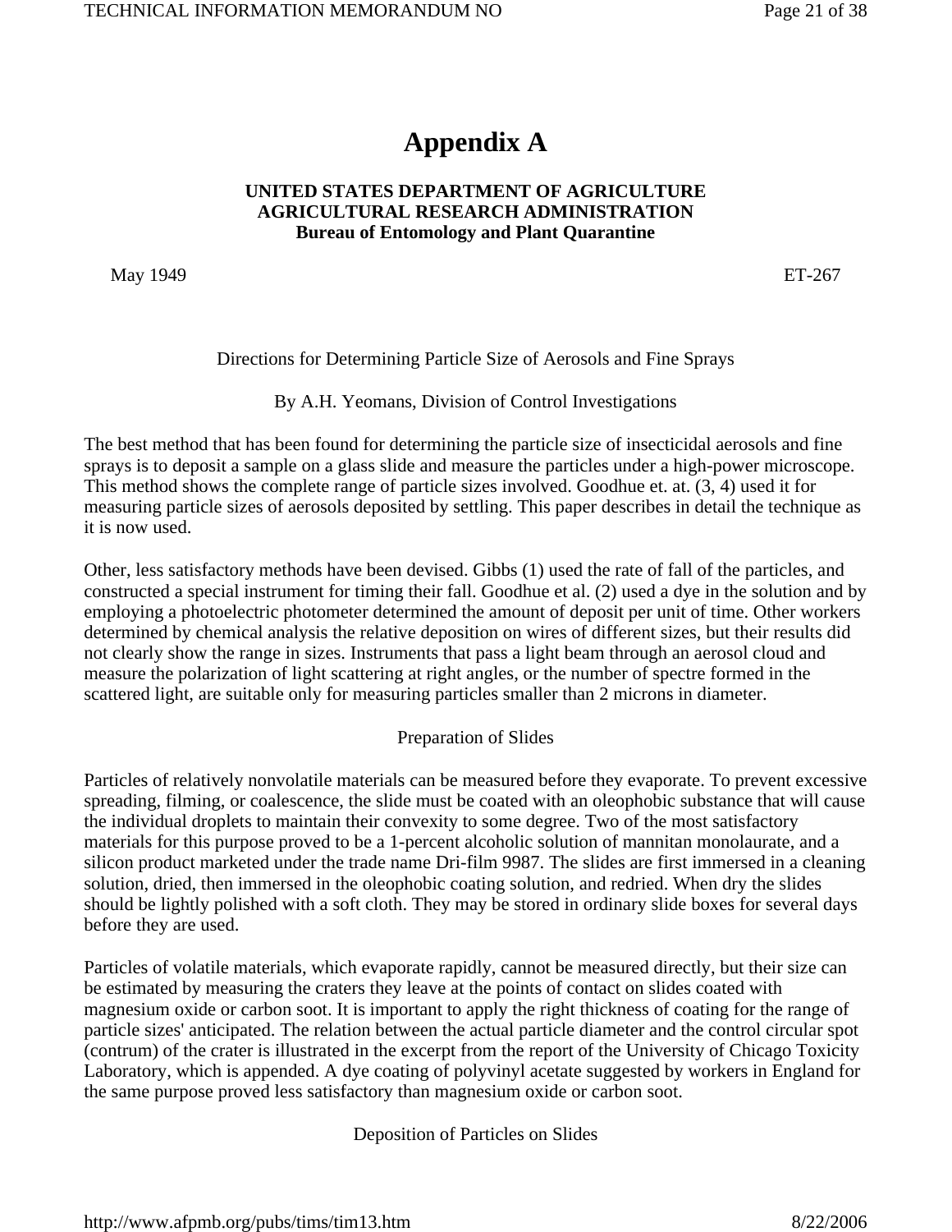# Appendix A

**UNITED STATES DEPARTMENT OF AGRICULTURE**
**AGRICULTURAL RESEARCH ADMINISTRATION**
**Bureau of Entomology and Plant Quarantine**

May 1949 ET-267

Directions for Determining Particle Size of Aerosols and Fine Sprays

By A.H. Yeomans, Division of Control Investigations

The best method that has been found for determining the particle size of insecticidal aerosols and fine sprays is to deposit a sample on a glass slide and measure the particles under a high-power microscope. This method shows the complete range of particle sizes involved. Goodhue et. at. (3, 4) used it for measuring particle sizes of aerosols deposited by settling. This paper describes in detail the technique as it is now used.

Other, less satisfactory methods have been devised. Gibbs (1) used the rate of fall of the particles, and constructed a special instrument for timing their fall. Goodhue et al. (2) used a dye in the solution and by employing a photoelectric photometer determined the amount of deposit per unit of time. Other workers determined by chemical analysis the relative deposition on wires of different sizes, but their results did not clearly show the range in sizes. Instruments that pass a light beam through an aerosol cloud and measure the polarization of light scattering at right angles, or the number of spectre formed in the scattered light, are suitable only for measuring particles smaller than 2 microns in diameter.

Preparation of Slides

Particles of relatively nonvolatile materials can be measured before they evaporate. To prevent excessive spreading, filming, or coalescence, the slide must be coated with an oleophobic substance that will cause the individual droplets to maintain their convexity to some degree. Two of the most satisfactory materials for this purpose proved to be a 1-percent alcoholic solution of mannitan monolaurate, and a silicon product marketed under the trade name Dri-film 9987. The slides are first immersed in a cleaning solution, dried, then immersed in the oleophobic coating solution, and redried. When dry the slides should be lightly polished with a soft cloth. They may be stored in ordinary slide boxes for several days before they are used.

Particles of volatile materials, which evaporate rapidly, cannot be measured directly, but their size can be estimated by measuring the craters they leave at the points of contact on slides coated with magnesium oxide or carbon soot. It is important to apply the right thickness of coating for the range of particle sizes' anticipated. The relation between the actual particle diameter and the control circular spot (contrum) of the crater is illustrated in the excerpt from the report of the University of Chicago Toxicity Laboratory, which is appended. A dye coating of polyvinyl acetate suggested by workers in England for the same purpose proved less satisfactory than magnesium oxide or carbon soot.

Deposition of Particles on Slides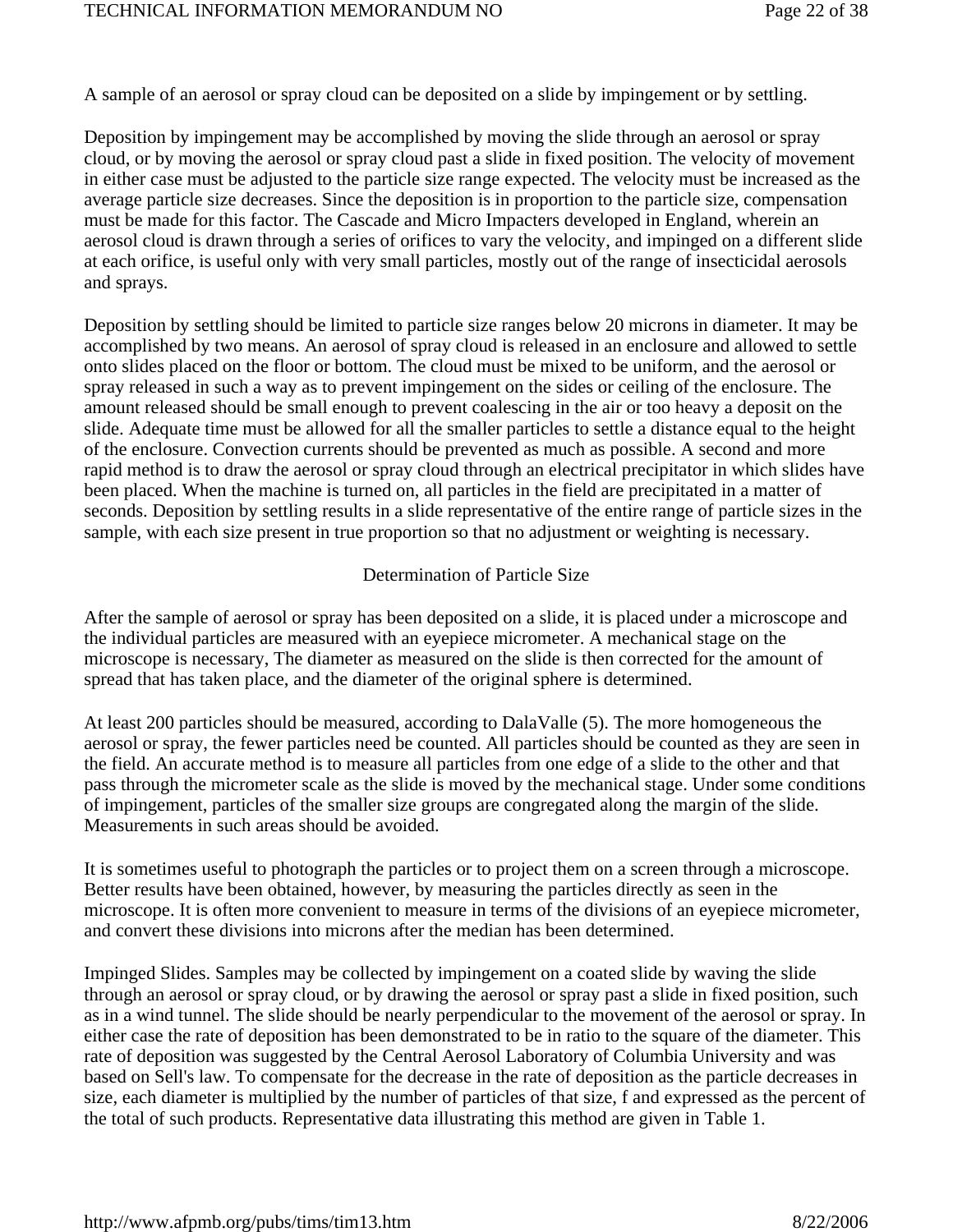A sample of an aerosol or spray cloud can be deposited on a slide by impingement or by settling.

Deposition by impingement may be accomplished by moving the slide through an aerosol or spray cloud, or by moving the aerosol or spray cloud past a slide in fixed position. The velocity of movement in either case must be adjusted to the particle size range expected. The velocity must be increased as the average particle size decreases. Since the deposition is in proportion to the particle size, compensation must be made for this factor. The Cascade and Micro Impacters developed in England, wherein an aerosol cloud is drawn through a series of orifices to vary the velocity, and impinged on a different slide at each orifice, is useful only with very small particles, mostly out of the range of insecticidal aerosols and sprays.

Deposition by settling should be limited to particle size ranges below 20 microns in diameter. It may be accomplished by two means. An aerosol of spray cloud is released in an enclosure and allowed to settle onto slides placed on the floor or bottom. The cloud must be mixed to be uniform, and the aerosol or spray released in such a way as to prevent impingement on the sides or ceiling of the enclosure. The amount released should be small enough to prevent coalescing in the air or too heavy a deposit on the slide. Adequate time must be allowed for all the smaller particles to settle a distance equal to the height of the enclosure. Convection currents should be prevented as much as possible. A second and more rapid method is to draw the aerosol or spray cloud through an electrical precipitator in which slides have been placed. When the machine is turned on, all particles in the field are precipitated in a matter of seconds. Deposition by settling results in a slide representative of the entire range of particle sizes in the sample, with each size present in true proportion so that no adjustment or weighting is necessary.

## Determination of Particle Size

After the sample of aerosol or spray has been deposited on a slide, it is placed under a microscope and the individual particles are measured with an eyepiece micrometer. A mechanical stage on the microscope is necessary, The diameter as measured on the slide is then corrected for the amount of spread that has taken place, and the diameter of the original sphere is determined.

At least 200 particles should be measured, according to DalaValle (5). The more homogeneous the aerosol or spray, the fewer particles need be counted. All particles should be counted as they are seen in the field. An accurate method is to measure all particles from one edge of a slide to the other and that pass through the micrometer scale as the slide is moved by the mechanical stage. Under some conditions of impingement, particles of the smaller size groups are congregated along the margin of the slide. Measurements in such areas should be avoided.

It is sometimes useful to photograph the particles or to project them on a screen through a microscope. Better results have been obtained, however, by measuring the particles directly as seen in the microscope. It is often more convenient to measure in terms of the divisions of an eyepiece micrometer, and convert these divisions into microns after the median has been determined.

Impinged Slides. Samples may be collected by impingement on a coated slide by waving the slide through an aerosol or spray cloud, or by drawing the aerosol or spray past a slide in fixed position, such as in a wind tunnel. The slide should be nearly perpendicular to the movement of the aerosol or spray. In either case the rate of deposition has been demonstrated to be in ratio to the square of the diameter. This rate of deposition was suggested by the Central Aerosol Laboratory of Columbia University and was based on Sell's law. To compensate for the decrease in the rate of deposition as the particle decreases in size, each diameter is multiplied by the number of particles of that size, f and expressed as the percent of the total of such products. Representative data illustrating this method are given in Table 1.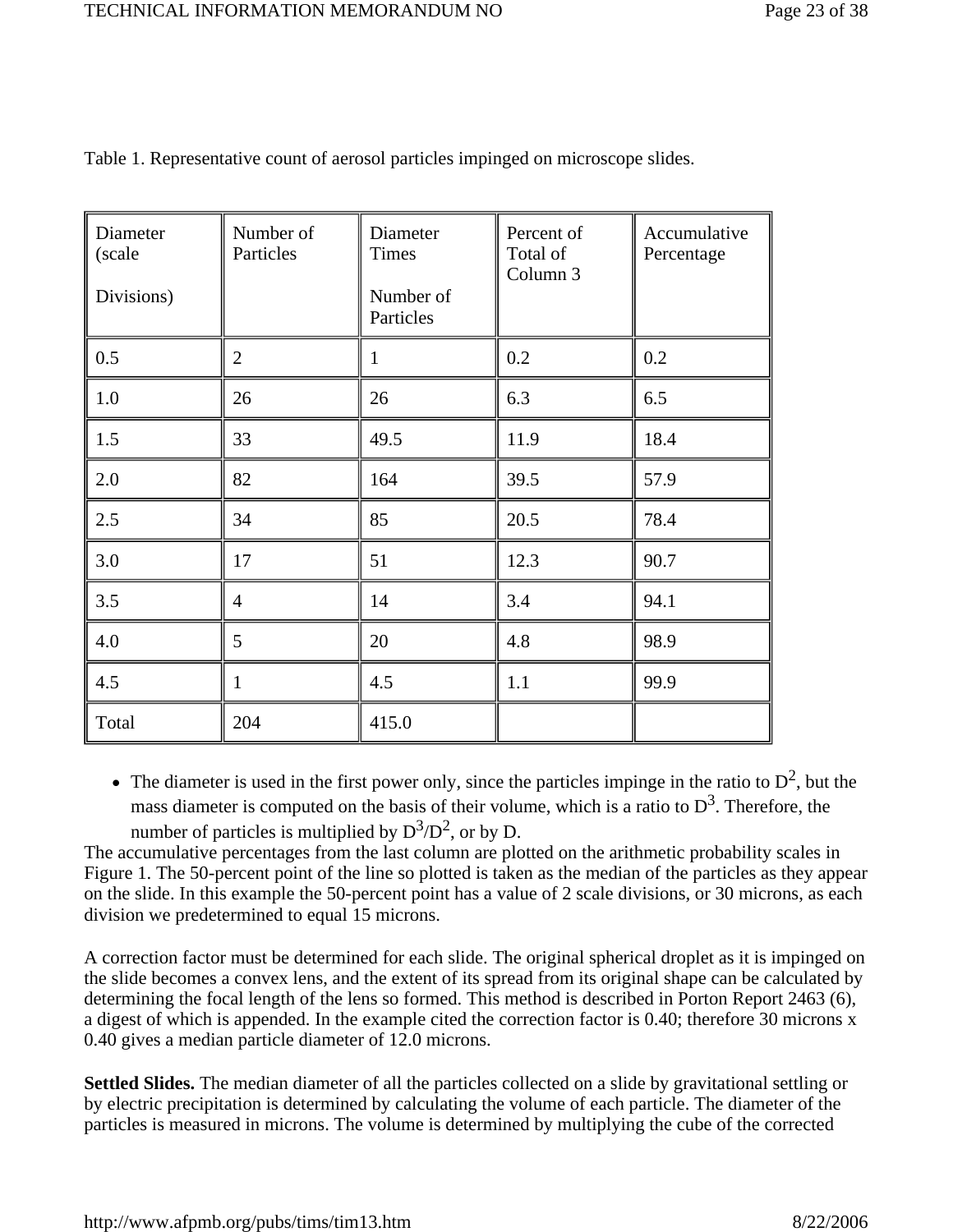Table 1. Representative count of aerosol particles impinged on microscope slides.

| Diameter (scale Divisions) | Number of Particles | Diameter Times Number of Particles | Percent of Total of Column 3 | Accumulative Percentage |
|---|---|---|---|---|
| 0.5 | 2 | 1 | 0.2 | 0.2 |
| 1.0 | 26 | 26 | 6.3 | 6.5 |
| 1.5 | 33 | 49.5 | 11.9 | 18.4 |
| 2.0 | 82 | 164 | 39.5 | 57.9 |
| 2.5 | 34 | 85 | 20.5 | 78.4 |
| 3.0 | 17 | 51 | 12.3 | 90.7 |
| 3.5 | 4 | 14 | 3.4 | 94.1 |
| 4.0 | 5 | 20 | 4.8 | 98.9 |
| 4.5 | 1 | 4.5 | 1.1 | 99.9 |
| Total | 204 | 415.0 | | |

- The diameter is used in the first power only, since the particles impinge in the ratio to $D^2$, but the mass diameter is computed on the basis of their volume, which is a ratio to $D^3$. Therefore, the number of particles is multiplied by $D^3/D^2$, or by D.

The accumulative percentages from the last column are plotted on the arithmetic probability scales in Figure 1. The 50-percent point of the line so plotted is taken as the median of the particles as they appear on the slide. In this example the 50-percent point has a value of 2 scale divisions, or 30 microns, as each division we predetermined to equal 15 microns.

A correction factor must be determined for each slide. The original spherical droplet as it is impinged on the slide becomes a convex lens, and the extent of its spread from its original shape can be calculated by determining the focal length of the lens so formed. This method is described in Porton Report 2463 (6), a digest of which is appended. In the example cited the correction factor is 0.40; therefore 30 microns x 0.40 gives a median particle diameter of 12.0 microns.

**Settled Slides.** The median diameter of all the particles collected on a slide by gravitational settling or by electric precipitation is determined by calculating the volume of each particle. The diameter of the particles is measured in microns. The volume is determined by multiplying the cube of the corrected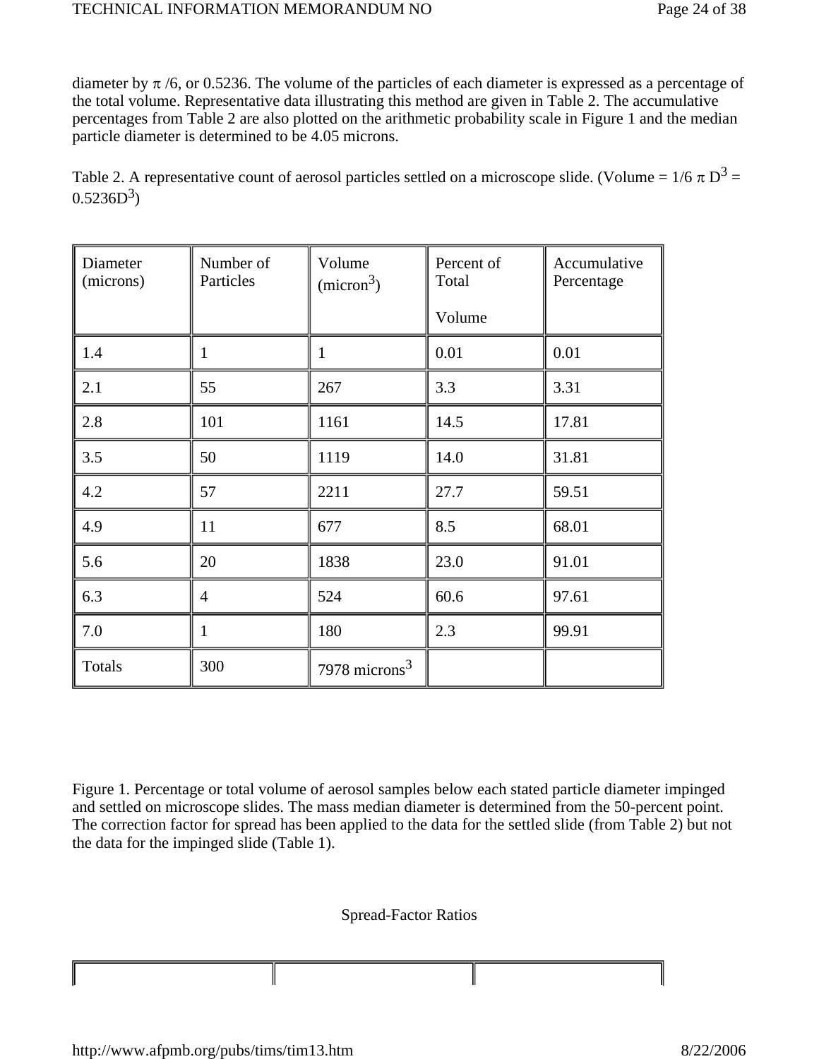diameter by $\pi$ /6, or 0.5236. The volume of the particles of each diameter is expressed as a percentage of the total volume. Representative data illustrating this method are given in Table 2. The accumulative percentages from Table 2 are also plotted on the arithmetic probability scale in Figure 1 and the median particle diameter is determined to be 4.05 microns.

Table 2. A representative count of aerosol particles settled on a microscope slide. (Volume = $1/6\ \pi\ D^3 = 0.5236D^3$)

| Diameter (microns) | Number of Particles | Volume ($micron^3$) | Percent of Total Volume | Accumulative Percentage |
|---|---|---|---|---|
| 1.4 | 1 | 1 | 0.01 | 0.01 |
| 2.1 | 55 | 267 | 3.3 | 3.31 |
| 2.8 | 101 | 1161 | 14.5 | 17.81 |
| 3.5 | 50 | 1119 | 14.0 | 31.81 |
| 4.2 | 57 | 2211 | 27.7 | 59.51 |
| 4.9 | 11 | 677 | 8.5 | 68.01 |
| 5.6 | 20 | 1838 | 23.0 | 91.01 |
| 6.3 | 4 | 524 | 60.6 | 97.61 |
| 7.0 | 1 | 180 | 2.3 | 99.91 |
| Totals | 300 | 7978 $microns^3$ | | |

Figure 1. Percentage or total volume of aerosol samples below each stated particle diameter impinged and settled on microscope slides. The mass median diameter is determined from the 50-percent point. The correction factor for spread has been applied to the data for the settled slide (from Table 2) but not the data for the impinged slide (Table 1).

Spread-Factor Ratios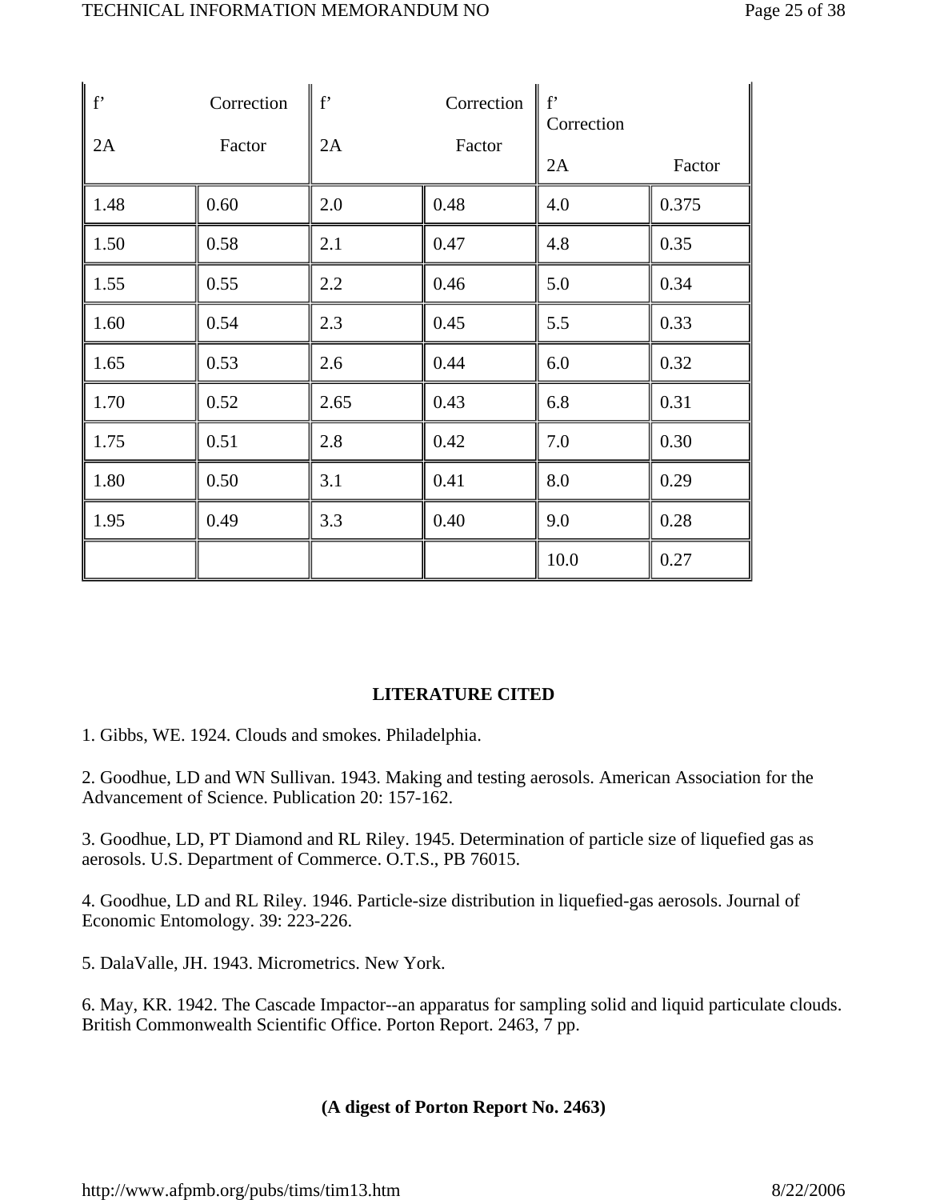| f' 2A | Correction Factor | f' 2A | Correction Factor | f' 2A | Correction Factor |
|---|---|---|---|---|---|
| 1.48 | 0.60 | 2.0 | 0.48 | 4.0 | 0.375 |
| 1.50 | 0.58 | 2.1 | 0.47 | 4.8 | 0.35 |
| 1.55 | 0.55 | 2.2 | 0.46 | 5.0 | 0.34 |
| 1.60 | 0.54 | 2.3 | 0.45 | 5.5 | 0.33 |
| 1.65 | 0.53 | 2.6 | 0.44 | 6.0 | 0.32 |
| 1.70 | 0.52 | 2.65 | 0.43 | 6.8 | 0.31 |
| 1.75 | 0.51 | 2.8 | 0.42 | 7.0 | 0.30 |
| 1.80 | 0.50 | 3.1 | 0.41 | 8.0 | 0.29 |
| 1.95 | 0.49 | 3.3 | 0.40 | 9.0 | 0.28 |
| | | | | 10.0 | 0.27 |

## LITERATURE CITED

1. Gibbs, WE. 1924. Clouds and smokes. Philadelphia.

2. Goodhue, LD and WN Sullivan. 1943. Making and testing aerosols. American Association for the Advancement of Science. Publication 20: 157-162.

3. Goodhue, LD, PT Diamond and RL Riley. 1945. Determination of particle size of liquefied gas as aerosols. U.S. Department of Commerce. O.T.S., PB 76015.

4. Goodhue, LD and RL Riley. 1946. Particle-size distribution in liquefied-gas aerosols. Journal of Economic Entomology. 39: 223-226.

5. DalaValle, JH. 1943. Micrometrics. New York.

6. May, KR. 1942. The Cascade Impactor--an apparatus for sampling solid and liquid particulate clouds. British Commonwealth Scientific Office. Porton Report. 2463, 7 pp.

**(A digest of Porton Report No. 2463)**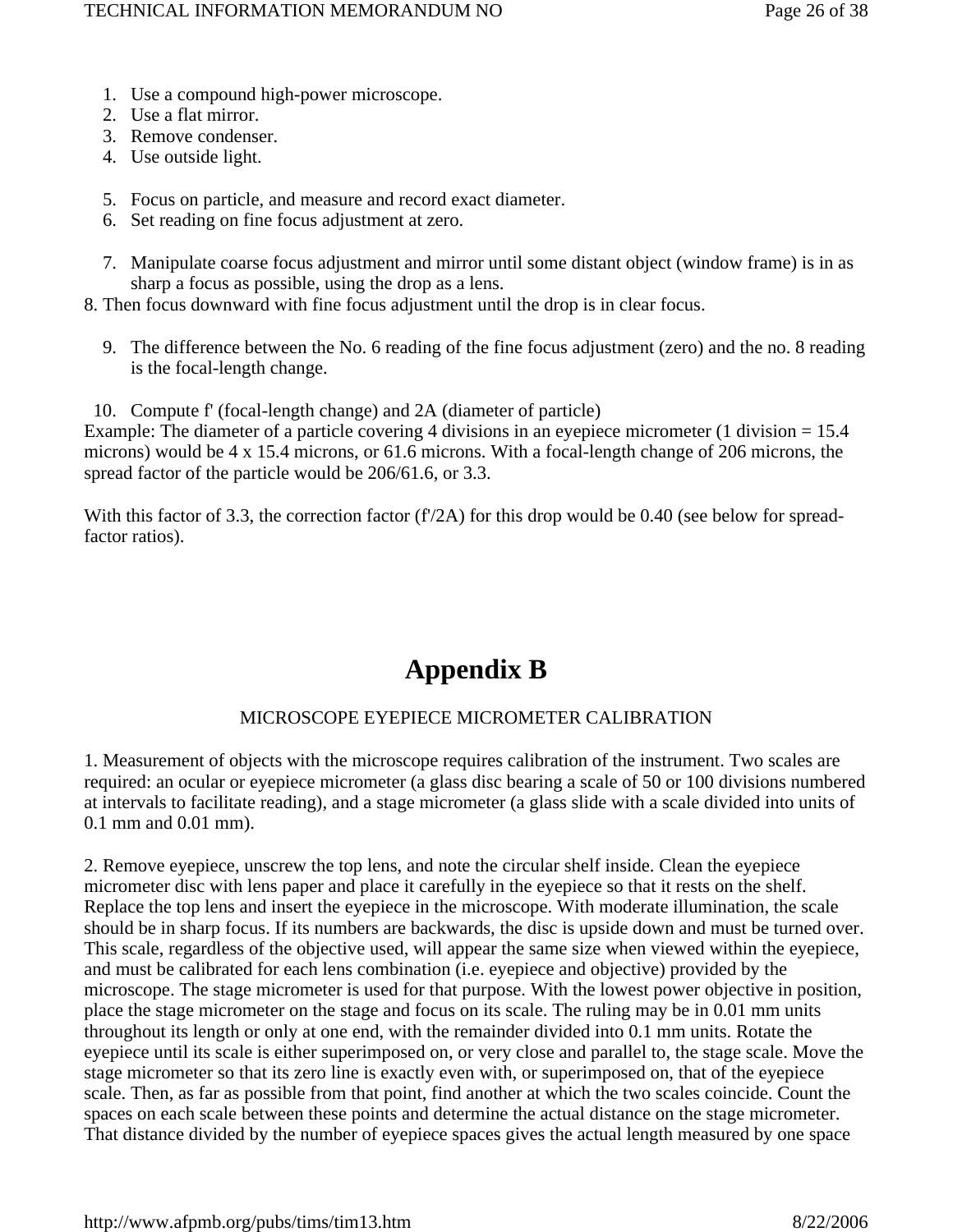1. Use a compound high-power microscope.
2. Use a flat mirror.
3. Remove condenser.
4. Use outside light.

5. Focus on particle, and measure and record exact diameter.
6. Set reading on fine focus adjustment at zero.

7. Manipulate coarse focus adjustment and mirror until some distant object (window frame) is in as sharp a focus as possible, using the drop as a lens.

8. Then focus downward with fine focus adjustment until the drop is in clear focus.

9. The difference between the No. 6 reading of the fine focus adjustment (zero) and the no. 8 reading is the focal-length change.

10. Compute f' (focal-length change) and 2A (diameter of particle)

Example: The diameter of a particle covering 4 divisions in an eyepiece micrometer (1 division = 15.4 microns) would be 4 x 15.4 microns, or 61.6 microns. With a focal-length change of 206 microns, the spread factor of the particle would be 206/61.6, or 3.3.

With this factor of 3.3, the correction factor (f'/2A) for this drop would be 0.40 (see below for spread-factor ratios).

# Appendix B

MICROSCOPE EYEPIECE MICROMETER CALIBRATION

1. Measurement of objects with the microscope requires calibration of the instrument. Two scales are required: an ocular or eyepiece micrometer (a glass disc bearing a scale of 50 or 100 divisions numbered at intervals to facilitate reading), and a stage micrometer (a glass slide with a scale divided into units of 0.1 mm and 0.01 mm).

2. Remove eyepiece, unscrew the top lens, and note the circular shelf inside. Clean the eyepiece micrometer disc with lens paper and place it carefully in the eyepiece so that it rests on the shelf. Replace the top lens and insert the eyepiece in the microscope. With moderate illumination, the scale should be in sharp focus. If its numbers are backwards, the disc is upside down and must be turned over. This scale, regardless of the objective used, will appear the same size when viewed within the eyepiece, and must be calibrated for each lens combination (i.e. eyepiece and objective) provided by the microscope. The stage micrometer is used for that purpose. With the lowest power objective in position, place the stage micrometer on the stage and focus on its scale. The ruling may be in 0.01 mm units throughout its length or only at one end, with the remainder divided into 0.1 mm units. Rotate the eyepiece until its scale is either superimposed on, or very close and parallel to, the stage scale. Move the stage micrometer so that its zero line is exactly even with, or superimposed on, that of the eyepiece scale. Then, as far as possible from that point, find another at which the two scales coincide. Count the spaces on each scale between these points and determine the actual distance on the stage micrometer. That distance divided by the number of eyepiece spaces gives the actual length measured by one space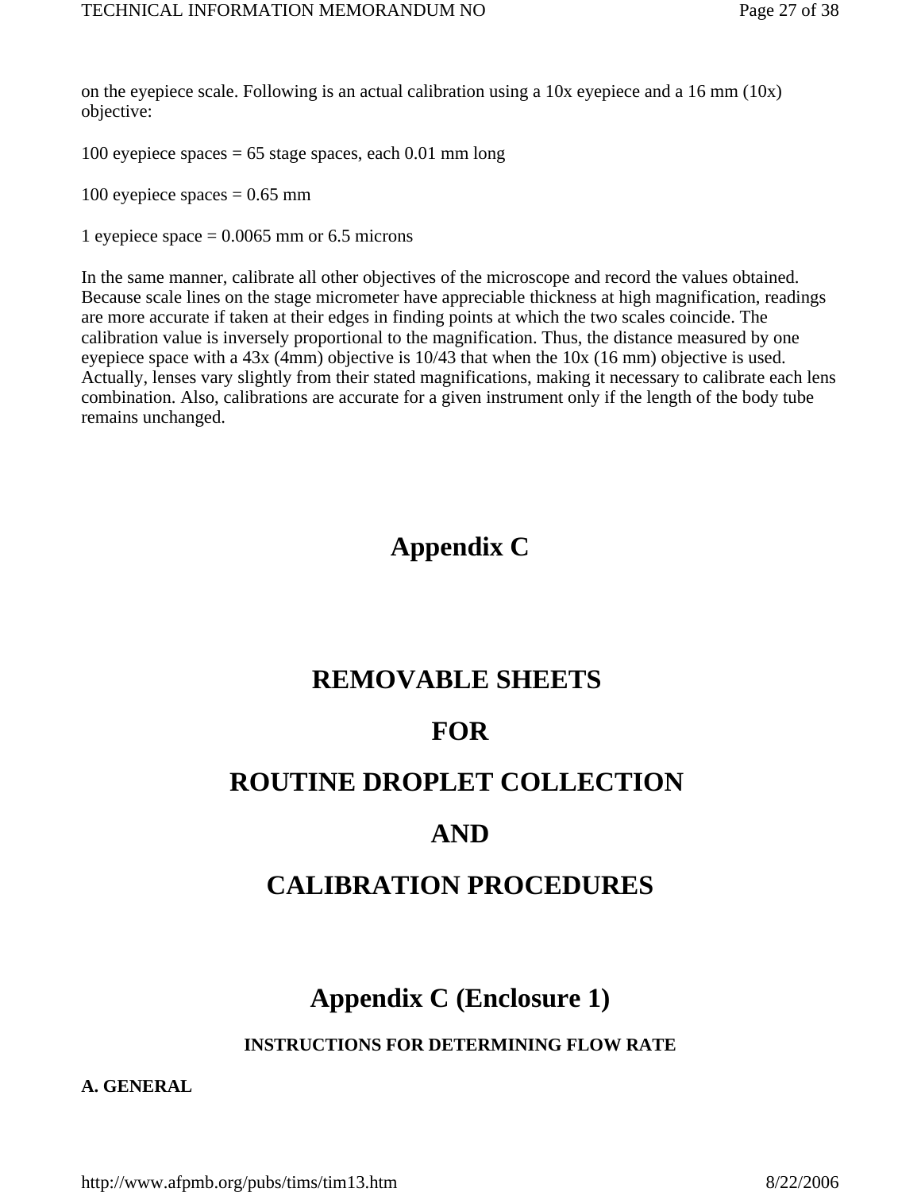on the eyepiece scale. Following is an actual calibration using a 10x eyepiece and a 16 mm (10x) objective:

100 eyepiece spaces = 65 stage spaces, each 0.01 mm long

100 eyepiece spaces = 0.65 mm

1 eyepiece space = 0.0065 mm or 6.5 microns

In the same manner, calibrate all other objectives of the microscope and record the values obtained. Because scale lines on the stage micrometer have appreciable thickness at high magnification, readings are more accurate if taken at their edges in finding points at which the two scales coincide. The calibration value is inversely proportional to the magnification. Thus, the distance measured by one eyepiece space with a 43x (4mm) objective is 10/43 that when the 10x (16 mm) objective is used. Actually, lenses vary slightly from their stated magnifications, making it necessary to calibrate each lens combination. Also, calibrations are accurate for a given instrument only if the length of the body tube remains unchanged.

# Appendix C

# REMOVABLE SHEETS

# FOR

# ROUTINE DROPLET COLLECTION

# AND

# CALIBRATION PROCEDURES

## Appendix C (Enclosure 1)

### INSTRUCTIONS FOR DETERMINING FLOW RATE

**A. GENERAL**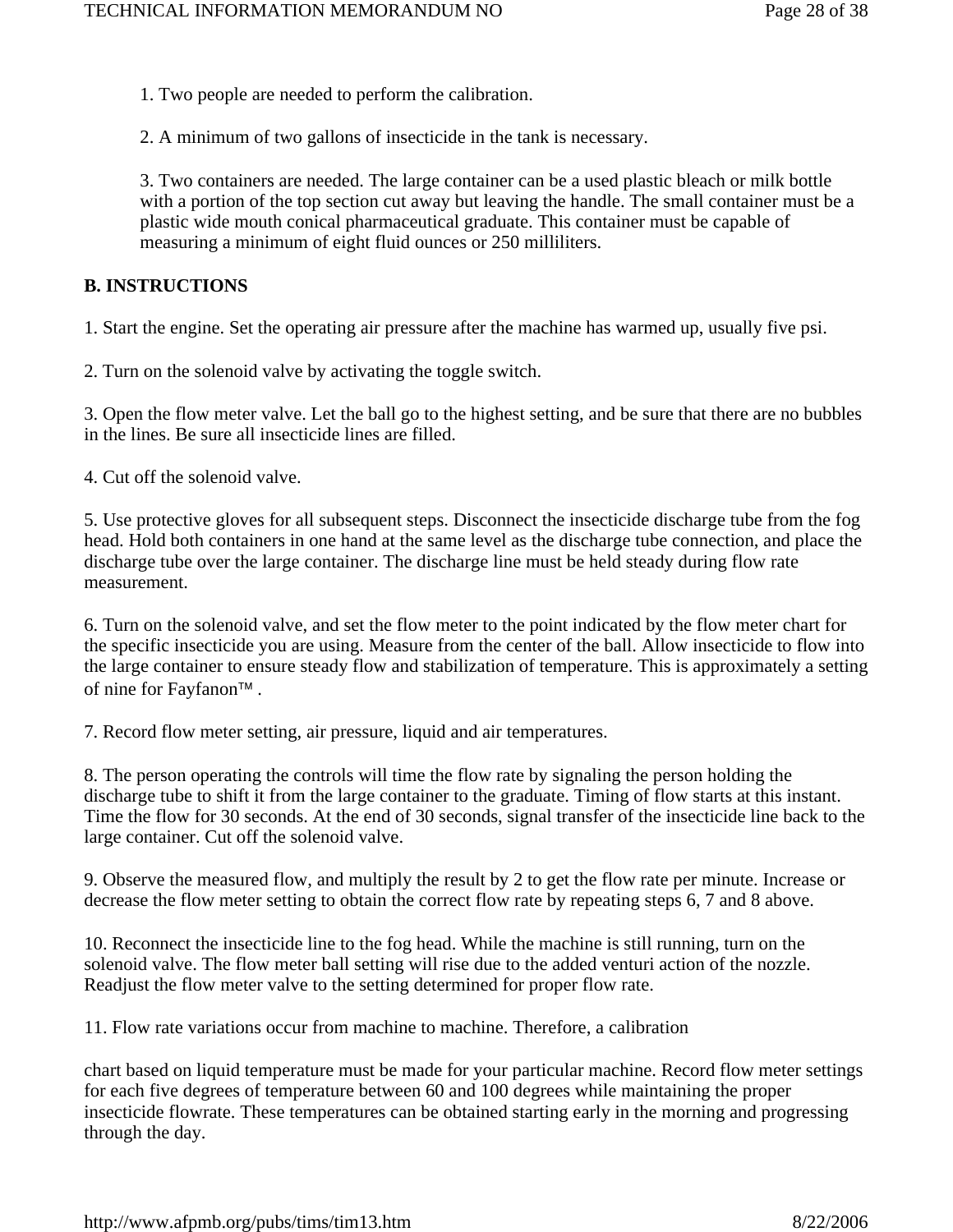1. Two people are needed to perform the calibration.

2. A minimum of two gallons of insecticide in the tank is necessary.

3. Two containers are needed. The large container can be a used plastic bleach or milk bottle with a portion of the top section cut away but leaving the handle. The small container must be a plastic wide mouth conical pharmaceutical graduate. This container must be capable of measuring a minimum of eight fluid ounces or 250 milliliters.

**B. INSTRUCTIONS**

1. Start the engine. Set the operating air pressure after the machine has warmed up, usually five psi.

2. Turn on the solenoid valve by activating the toggle switch.

3. Open the flow meter valve. Let the ball go to the highest setting, and be sure that there are no bubbles in the lines. Be sure all insecticide lines are filled.

4. Cut off the solenoid valve.

5. Use protective gloves for all subsequent steps. Disconnect the insecticide discharge tube from the fog head. Hold both containers in one hand at the same level as the discharge tube connection, and place the discharge tube over the large container. The discharge line must be held steady during flow rate measurement.

6. Turn on the solenoid valve, and set the flow meter to the point indicated by the flow meter chart for the specific insecticide you are using. Measure from the center of the ball. Allow insecticide to flow into the large container to ensure steady flow and stabilization of temperature. This is approximately a setting of nine for Fayfanon™ .

7. Record flow meter setting, air pressure, liquid and air temperatures.

8. The person operating the controls will time the flow rate by signaling the person holding the discharge tube to shift it from the large container to the graduate. Timing of flow starts at this instant. Time the flow for 30 seconds. At the end of 30 seconds, signal transfer of the insecticide line back to the large container. Cut off the solenoid valve.

9. Observe the measured flow, and multiply the result by 2 to get the flow rate per minute. Increase or decrease the flow meter setting to obtain the correct flow rate by repeating steps 6, 7 and 8 above.

10. Reconnect the insecticide line to the fog head. While the machine is still running, turn on the solenoid valve. The flow meter ball setting will rise due to the added venturi action of the nozzle. Readjust the flow meter valve to the setting determined for proper flow rate.

11. Flow rate variations occur from machine to machine. Therefore, a calibration

chart based on liquid temperature must be made for your particular machine. Record flow meter settings for each five degrees of temperature between 60 and 100 degrees while maintaining the proper insecticide flowrate. These temperatures can be obtained starting early in the morning and progressing through the day.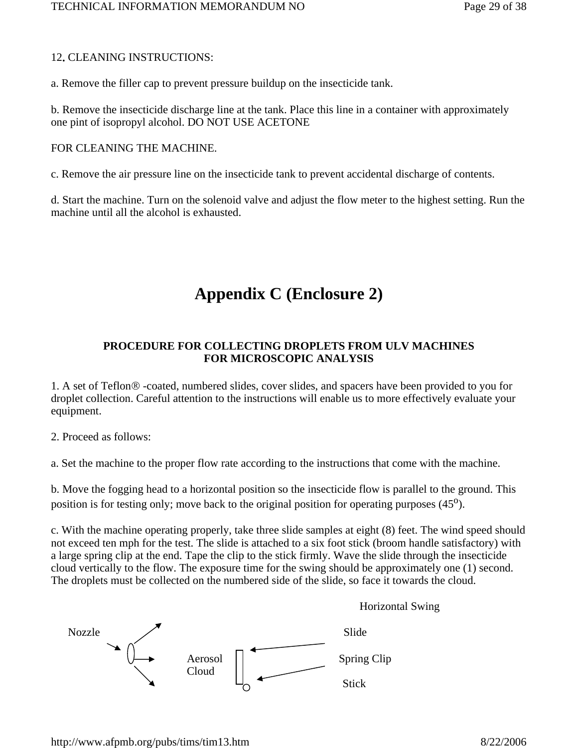12. CLEANING INSTRUCTIONS:

a. Remove the filler cap to prevent pressure buildup on the insecticide tank.

b. Remove the insecticide discharge line at the tank. Place this line in a container with approximately one pint of isopropyl alcohol. DO NOT USE ACETONE

FOR CLEANING THE MACHINE.

c. Remove the air pressure line on the insecticide tank to prevent accidental discharge of contents.

d. Start the machine. Turn on the solenoid valve and adjust the flow meter to the highest setting. Run the machine until all the alcohol is exhausted.

# Appendix C (Enclosure 2)

### PROCEDURE FOR COLLECTING DROPLETS FROM ULV MACHINES FOR MICROSCOPIC ANALYSIS

1. A set of Teflon® -coated, numbered slides, cover slides, and spacers have been provided to you for droplet collection. Careful attention to the instructions will enable us to more effectively evaluate your equipment.

2. Proceed as follows:

a. Set the machine to the proper flow rate according to the instructions that come with the machine.

b. Move the fogging head to a horizontal position so the insecticide flow is parallel to the ground. This position is for testing only; move back to the original position for operating purposes (45$^{o}$).

c. With the machine operating properly, take three slide samples at eight (8) feet. The wind speed should not exceed ten mph for the test. The slide is attached to a six foot stick (broom handle satisfactory) with a large spring clip at the end. Tape the clip to the stick firmly. Wave the slide through the insecticide cloud vertically to the flow. The exposure time for the swing should be approximately one (1) second. The droplets must be collected on the numbered side of the slide, so face it towards the cloud.

Horizontal Swing

Nozzle

Aerosol Cloud

Slide

Spring Clip

Stick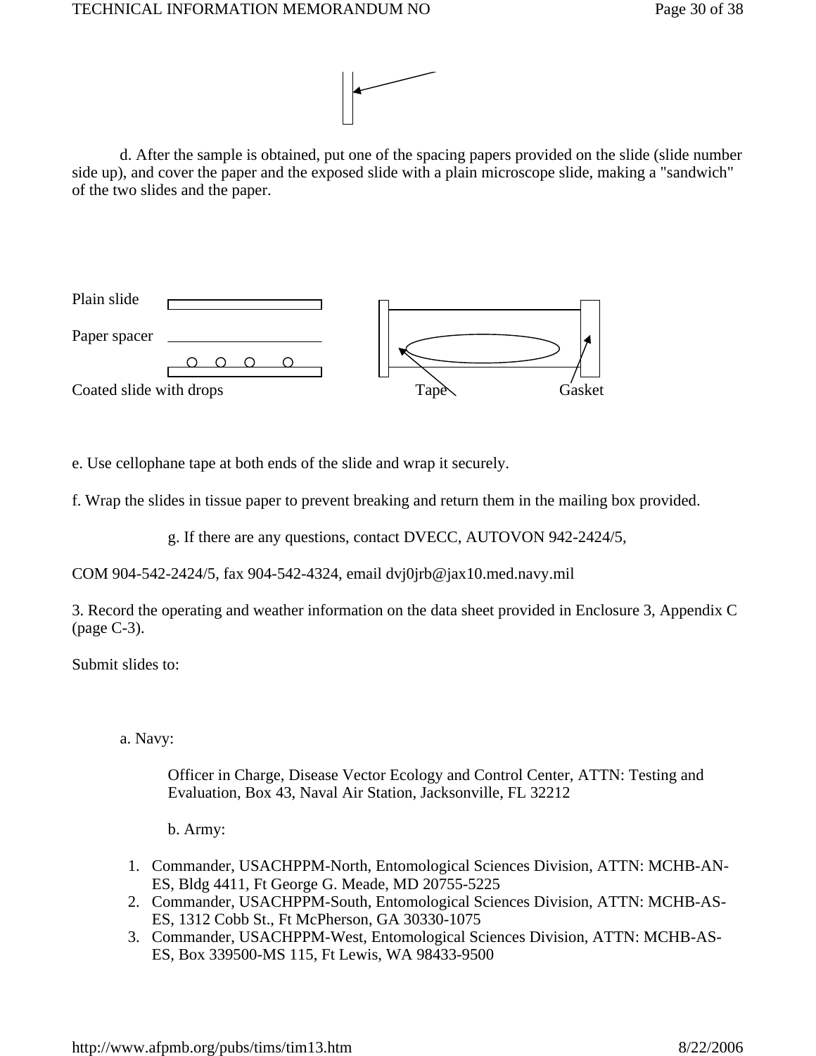d. After the sample is obtained, put one of the spacing papers provided on the slide (slide number side up), and cover the paper and the exposed slide with a plain microscope slide, making a "sandwich" of the two slides and the paper.

Plain slide

Paper spacer

Coated slide with drops

Tape

Gasket

e. Use cellophane tape at both ends of the slide and wrap it securely.

f. Wrap the slides in tissue paper to prevent breaking and return them in the mailing box provided.

g. If there are any questions, contact DVECC, AUTOVON 942-2424/5,

COM 904-542-2424/5, fax 904-542-4324, email dvj0jrb@jax10.med.navy.mil

3. Record the operating and weather information on the data sheet provided in Enclosure 3, Appendix C (page C-3).

Submit slides to:

a. Navy:

Officer in Charge, Disease Vector Ecology and Control Center, ATTN: Testing and Evaluation, Box 43, Naval Air Station, Jacksonville, FL 32212

b. Army:

1. Commander, USACHPPM-North, Entomological Sciences Division, ATTN: MCHB-AN-ES, Bldg 4411, Ft George G. Meade, MD 20755-5225
2. Commander, USACHPPM-South, Entomological Sciences Division, ATTN: MCHB-AS-ES, 1312 Cobb St., Ft McPherson, GA 30330-1075
3. Commander, USACHPPM-West, Entomological Sciences Division, ATTN: MCHB-AS-ES, Box 339500-MS 115, Ft Lewis, WA 98433-9500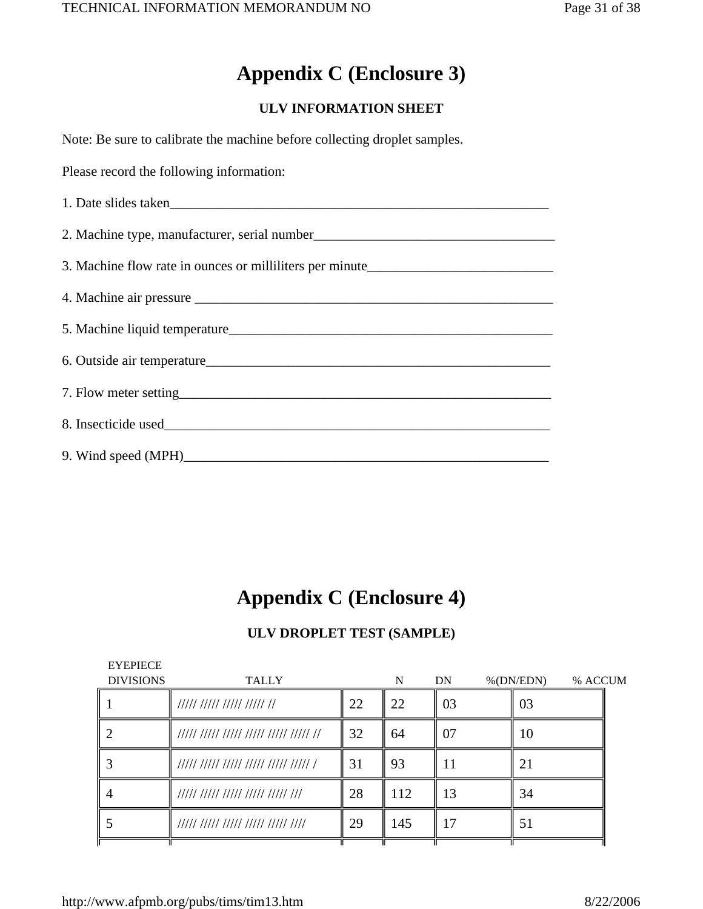# Appendix C (Enclosure 3)

## ULV INFORMATION SHEET

Note: Be sure to calibrate the machine before collecting droplet samples.

Please record the following information:

1. Date slides taken_______________________________________________________
2. Machine type, manufacturer, serial number__________________________________
3. Machine flow rate in ounces or milliliters per minute__________________________
4. Machine air pressure ____________________________________________________
5. Machine liquid temperature_______________________________________________
6. Outside air temperature__________________________________________________
7. Flow meter setting______________________________________________________
8. Insecticide used_______________________________________________________
9. Wind speed (MPH)_____________________________________________________

# Appendix C (Enclosure 4)

## ULV DROPLET TEST (SAMPLE)

| EYEPIECE DIVISIONS | TALLY | N | DN | %(DN/EDN) | % ACCUM |
|---|---|---|---|---|---|
| 1 | ///// ///// ///// ///// // | 22 | 22 | 03 | 03 |
| 2 | ///// ///// ///// ///// ///// ///// // | 32 | 64 | 07 | 10 |
| 3 | ///// ///// ///// ///// ///// ///// / | 31 | 93 | 11 | 21 |
| 4 | ///// ///// ///// ///// ///// /// | 28 | 112 | 13 | 34 |
| 5 | ///// ///// ///// ///// ///// //// | 29 | 145 | 17 | 51 |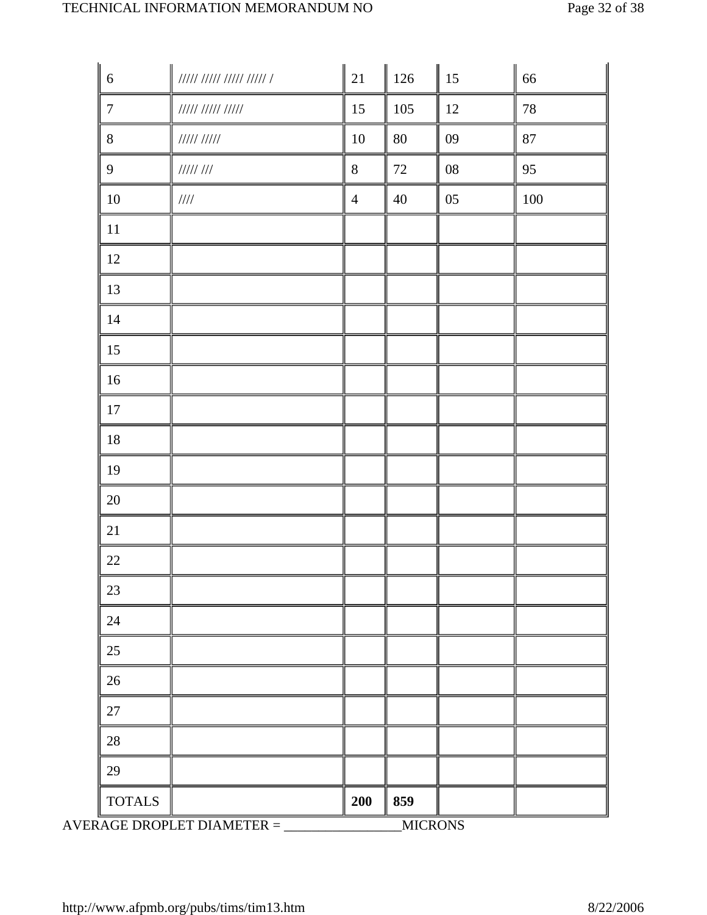| | | | | | |
|---|---|---|---|---|---|
| 6 | ///// ///// ///// ///// / | 21 | 126 | 15 | 66 |
| 7 | ///// ///// ///// | 15 | 105 | 12 | 78 |
| 8 | ///// ///// | 10 | 80 | 09 | 87 |
| 9 | ///// /// | 8 | 72 | 08 | 95 |
| 10 | //// | 4 | 40 | 05 | 100 |
| 11 | | | | | |
| 12 | | | | | |
| 13 | | | | | |
| 14 | | | | | |
| 15 | | | | | |
| 16 | | | | | |
| 17 | | | | | |
| 18 | | | | | |
| 19 | | | | | |
| 20 | | | | | |
| 21 | | | | | |
| 22 | | | | | |
| 23 | | | | | |
| 24 | | | | | |
| 25 | | | | | |
| 26 | | | | | |
| 27 | | | | | |
| 28 | | | | | |
| 29 | | | | | |
| TOTALS | | **200** | **859** | | |

AVERAGE DROPLET DIAMETER = _________________MICRONS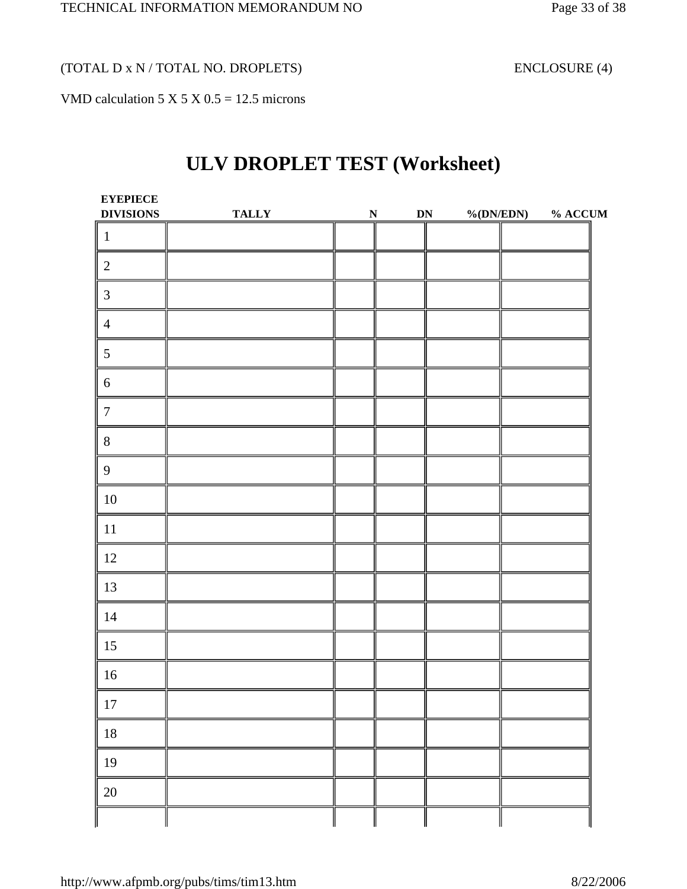(TOTAL D x N / TOTAL NO. DROPLETS) ENCLOSURE (4)

VMD calculation 5 X 5 X 0.5 = 12.5 microns

# ULV DROPLET TEST (Worksheet)

| EYEPIECE DIVISIONS | TALLY | N | DN | %(DN/EDN) | % ACCUM |
|---|---|---|---|---|---|
| 1 | | | | | |
| 2 | | | | | |
| 3 | | | | | |
| 4 | | | | | |
| 5 | | | | | |
| 6 | | | | | |
| 7 | | | | | |
| 8 | | | | | |
| 9 | | | | | |
| 10 | | | | | |
| 11 | | | | | |
| 12 | | | | | |
| 13 | | | | | |
| 14 | | | | | |
| 15 | | | | | |
| 16 | | | | | |
| 17 | | | | | |
| 18 | | | | | |
| 19 | | | | | |
| 20 | | | | | |
| | | | | | |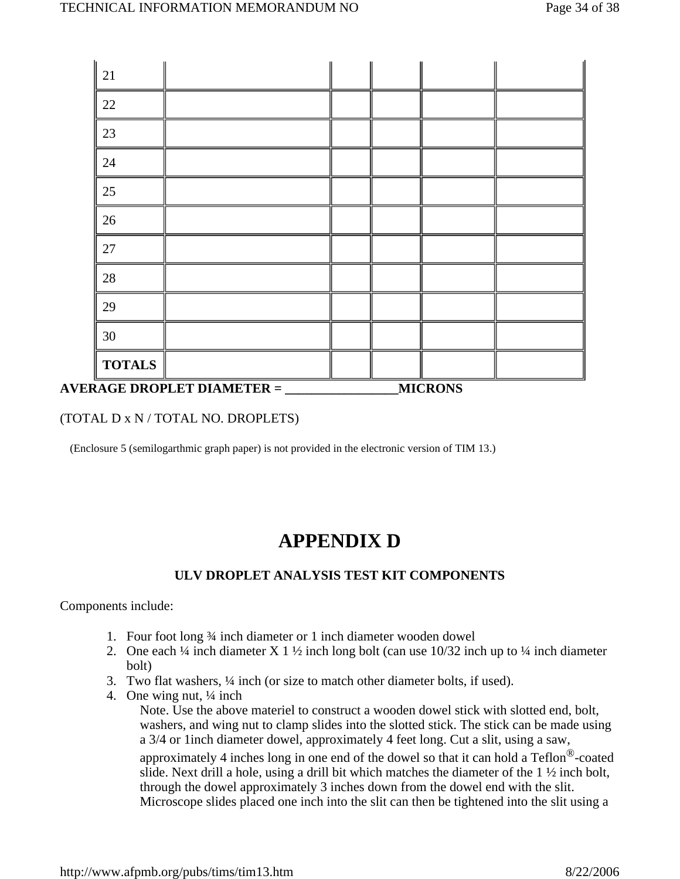| | | | | | |
|---|---|---|---|---|---|
| 21 | | | | | |
| 22 | | | | | |
| 23 | | | | | |
| 24 | | | | | |
| 25 | | | | | |
| 26 | | | | | |
| 27 | | | | | |
| 28 | | | | | |
| 29 | | | | | |
| 30 | | | | | |
| **TOTALS** | | | | | |

**AVERAGE DROPLET DIAMETER = ________________MICRONS**

(TOTAL D x N / TOTAL NO. DROPLETS)

(Enclosure 5 (semilogarthmic graph paper) is not provided in the electronic version of TIM 13.)

# APPENDIX D

### ULV DROPLET ANALYSIS TEST KIT COMPONENTS

Components include:

1. Four foot long ¾ inch diameter or 1 inch diameter wooden dowel
2. One each ¼ inch diameter X 1 ½ inch long bolt (can use 10/32 inch up to ¼ inch diameter bolt)
3. Two flat washers, ¼ inch (or size to match other diameter bolts, if used).
4. One wing nut, ¼ inch

   Note. Use the above materiel to construct a wooden dowel stick with slotted end, bolt, washers, and wing nut to clamp slides into the slotted stick. The stick can be made using a 3/4 or 1inch diameter dowel, approximately 4 feet long. Cut a slit, using a saw, approximately 4 inches long in one end of the dowel so that it can hold a Teflon®-coated slide. Next drill a hole, using a drill bit which matches the diameter of the 1 ½ inch bolt, through the dowel approximately 3 inches down from the dowel end with the slit. Microscope slides placed one inch into the slit can then be tightened into the slit using a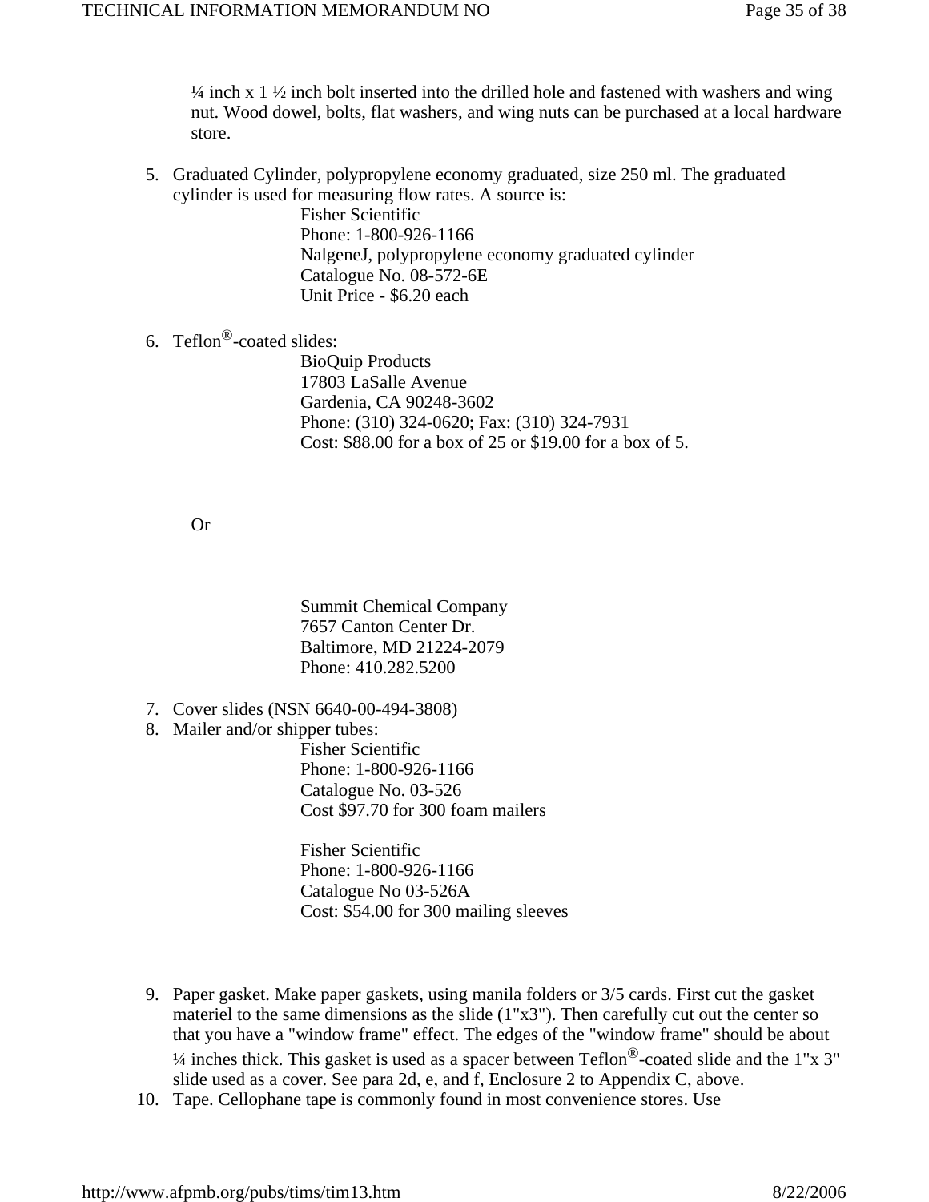¼ inch x 1 ½ inch bolt inserted into the drilled hole and fastened with washers and wing nut. Wood dowel, bolts, flat washers, and wing nuts can be purchased at a local hardware store.

5. Graduated Cylinder, polypropylene economy graduated, size 250 ml. The graduated cylinder is used for measuring flow rates. A source is:

   Fisher Scientific
   Phone: 1-800-926-1166
   NalgeneJ, polypropylene economy graduated cylinder
   Catalogue No. 08-572-6E
   Unit Price - $6.20 each

6. Teflon®-coated slides:

   BioQuip Products
   17803 LaSalle Avenue
   Gardenia, CA 90248-3602
   Phone: (310) 324-0620; Fax: (310) 324-7931
   Cost: $88.00 for a box of 25 or $19.00 for a box of 5.

   Or

   Summit Chemical Company
   7657 Canton Center Dr.
   Baltimore, MD 21224-2079
   Phone: 410.282.5200

7. Cover slides (NSN 6640-00-494-3808)
8. Mailer and/or shipper tubes:

   Fisher Scientific
   Phone: 1-800-926-1166
   Catalogue No. 03-526
   Cost $97.70 for 300 foam mailers

   Fisher Scientific
   Phone: 1-800-926-1166
   Catalogue No 03-526A
   Cost: $54.00 for 300 mailing sleeves

9. Paper gasket. Make paper gaskets, using manila folders or 3/5 cards. First cut the gasket materiel to the same dimensions as the slide (1"x3"). Then carefully cut out the center so that you have a "window frame" effect. The edges of the "window frame" should be about ¼ inches thick. This gasket is used as a spacer between Teflon®-coated slide and the 1"x 3" slide used as a cover. See para 2d, e, and f, Enclosure 2 to Appendix C, above.
10. Tape. Cellophane tape is commonly found in most convenience stores. Use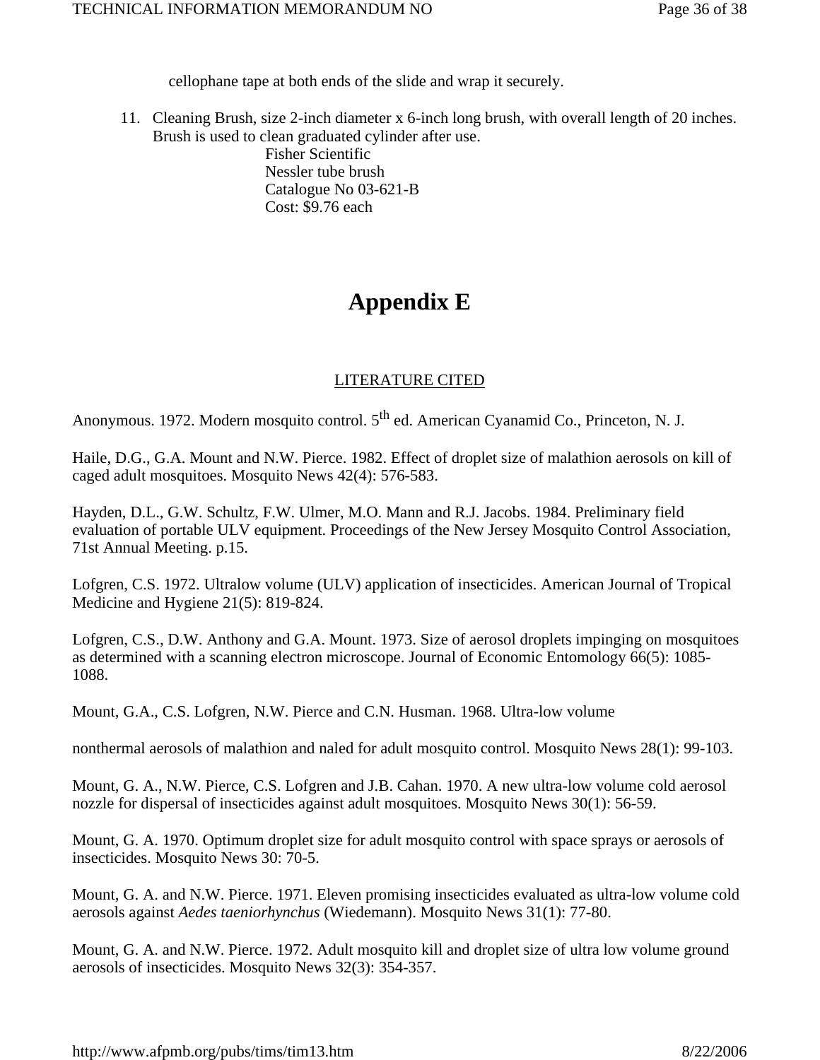cellophane tape at both ends of the slide and wrap it securely.

11. Cleaning Brush, size 2-inch diameter x 6-inch long brush, with overall length of 20 inches. Brush is used to clean graduated cylinder after use.
    Fisher Scientific
    Nessler tube brush
    Catalogue No 03-621-B
    Cost: $9.76 each

# Appendix E

## LITERATURE CITED

Anonymous. 1972. Modern mosquito control. 5th ed. American Cyanamid Co., Princeton, N. J.

Haile, D.G., G.A. Mount and N.W. Pierce. 1982. Effect of droplet size of malathion aerosols on kill of caged adult mosquitoes. Mosquito News 42(4): 576-583.

Hayden, D.L., G.W. Schultz, F.W. Ulmer, M.O. Mann and R.J. Jacobs. 1984. Preliminary field evaluation of portable ULV equipment. Proceedings of the New Jersey Mosquito Control Association, 71st Annual Meeting. p.15.

Lofgren, C.S. 1972. Ultralow volume (ULV) application of insecticides. American Journal of Tropical Medicine and Hygiene 21(5): 819-824.

Lofgren, C.S., D.W. Anthony and G.A. Mount. 1973. Size of aerosol droplets impinging on mosquitoes as determined with a scanning electron microscope. Journal of Economic Entomology 66(5): 1085-1088.

Mount, G.A., C.S. Lofgren, N.W. Pierce and C.N. Husman. 1968. Ultra-low volume

nonthermal aerosols of malathion and naled for adult mosquito control. Mosquito News 28(1): 99-103.

Mount, G. A., N.W. Pierce, C.S. Lofgren and J.B. Cahan. 1970. A new ultra-low volume cold aerosol nozzle for dispersal of insecticides against adult mosquitoes. Mosquito News 30(1): 56-59.

Mount, G. A. 1970. Optimum droplet size for adult mosquito control with space sprays or aerosols of insecticides. Mosquito News 30: 70-5.

Mount, G. A. and N.W. Pierce. 1971. Eleven promising insecticides evaluated as ultra-low volume cold aerosols against *Aedes taeniorhynchus* (Wiedemann). Mosquito News 31(1): 77-80.

Mount, G. A. and N.W. Pierce. 1972. Adult mosquito kill and droplet size of ultra low volume ground aerosols of insecticides. Mosquito News 32(3): 354-357.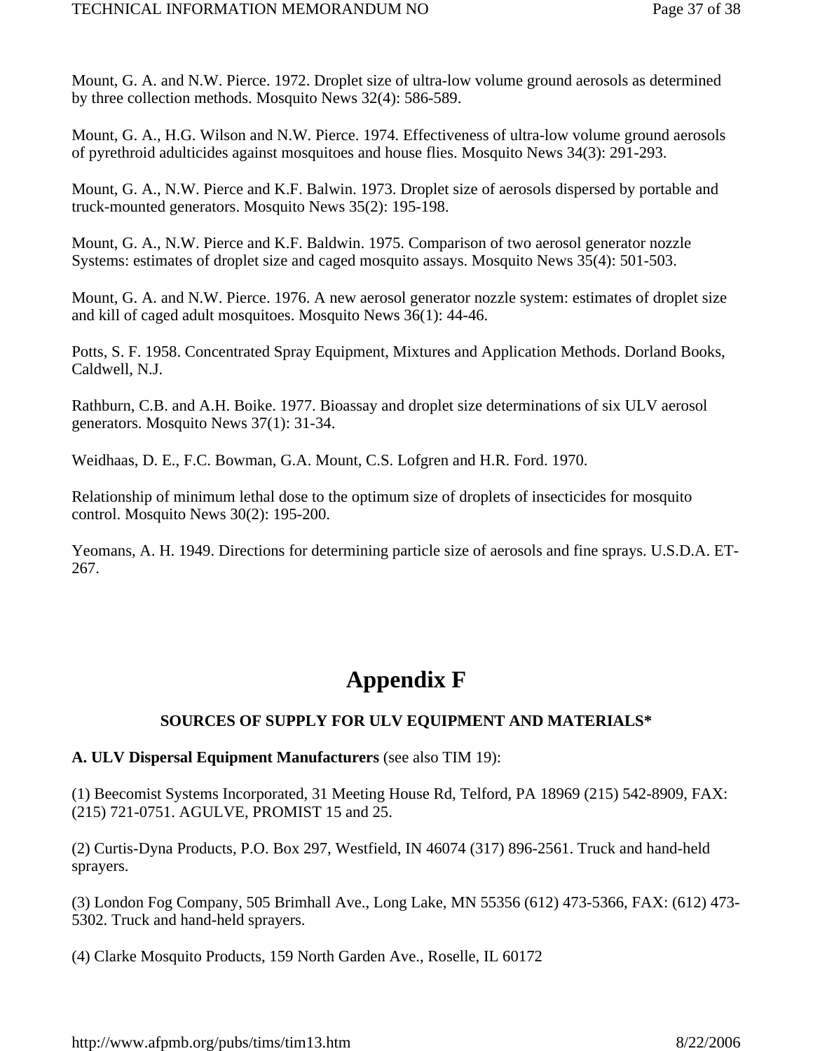Mount, G. A. and N.W. Pierce. 1972. Droplet size of ultra-low volume ground aerosols as determined by three collection methods. Mosquito News 32(4): 586-589.

Mount, G. A., H.G. Wilson and N.W. Pierce. 1974. Effectiveness of ultra-low volume ground aerosols of pyrethroid adulticides against mosquitoes and house flies. Mosquito News 34(3): 291-293.

Mount, G. A., N.W. Pierce and K.F. Balwin. 1973. Droplet size of aerosols dispersed by portable and truck-mounted generators. Mosquito News 35(2): 195-198.

Mount, G. A., N.W. Pierce and K.F. Baldwin. 1975. Comparison of two aerosol generator nozzle Systems: estimates of droplet size and caged mosquito assays. Mosquito News 35(4): 501-503.

Mount, G. A. and N.W. Pierce. 1976. A new aerosol generator nozzle system: estimates of droplet size and kill of caged adult mosquitoes. Mosquito News 36(1): 44-46.

Potts, S. F. 1958. Concentrated Spray Equipment, Mixtures and Application Methods. Dorland Books, Caldwell, N.J.

Rathburn, C.B. and A.H. Boike. 1977. Bioassay and droplet size determinations of six ULV aerosol generators. Mosquito News 37(1): 31-34.

Weidhaas, D. E., F.C. Bowman, G.A. Mount, C.S. Lofgren and H.R. Ford. 1970.

Relationship of minimum lethal dose to the optimum size of droplets of insecticides for mosquito control. Mosquito News 30(2): 195-200.

Yeomans, A. H. 1949. Directions for determining particle size of aerosols and fine sprays. U.S.D.A. ET-267.

# Appendix F

### SOURCES OF SUPPLY FOR ULV EQUIPMENT AND MATERIALS*

**A. ULV Dispersal Equipment Manufacturers** (see also TIM 19):

(1) Beecomist Systems Incorporated, 31 Meeting House Rd, Telford, PA 18969 (215) 542-8909, FAX: (215) 721-0751. AGULVE, PROMIST 15 and 25.

(2) Curtis-Dyna Products, P.O. Box 297, Westfield, IN 46074 (317) 896-2561. Truck and hand-held sprayers.

(3) London Fog Company, 505 Brimhall Ave., Long Lake, MN 55356 (612) 473-5366, FAX: (612) 473-5302. Truck and hand-held sprayers.

(4) Clarke Mosquito Products, 159 North Garden Ave., Roselle, IL 60172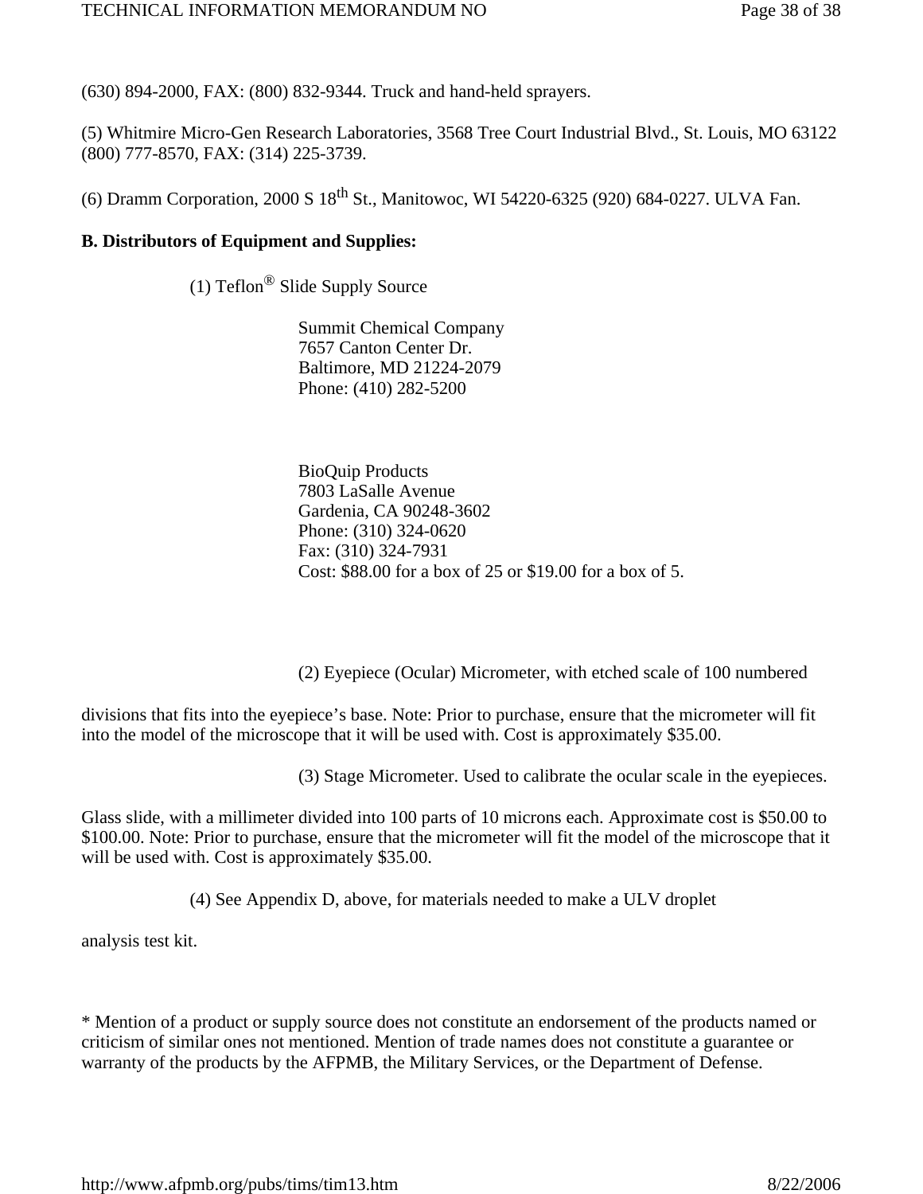(630) 894-2000, FAX: (800) 832-9344. Truck and hand-held sprayers.

(5) Whitmire Micro-Gen Research Laboratories, 3568 Tree Court Industrial Blvd., St. Louis, MO 63122 (800) 777-8570, FAX: (314) 225-3739.

(6) Dramm Corporation, 2000 S 18$^{th}$ St., Manitowoc, WI 54220-6325 (920) 684-0227. ULVA Fan.

**B. Distributors of Equipment and Supplies:**

(1) Teflon® Slide Supply Source

Summit Chemical Company
7657 Canton Center Dr.
Baltimore, MD 21224-2079
Phone: (410) 282-5200

BioQuip Products
7803 LaSalle Avenue
Gardenia, CA 90248-3602
Phone: (310) 324-0620
Fax: (310) 324-7931
Cost: $88.00 for a box of 25 or $19.00 for a box of 5.

(2) Eyepiece (Ocular) Micrometer, with etched scale of 100 numbered divisions that fits into the eyepiece's base. Note: Prior to purchase, ensure that the micrometer will fit into the model of the microscope that it will be used with. Cost is approximately $35.00.

(3) Stage Micrometer. Used to calibrate the ocular scale in the eyepieces. Glass slide, with a millimeter divided into 100 parts of 10 microns each. Approximate cost is $50.00 to $100.00. Note: Prior to purchase, ensure that the micrometer will fit the model of the microscope that it will be used with. Cost is approximately $35.00.

(4) See Appendix D, above, for materials needed to make a ULV droplet analysis test kit.

* Mention of a product or supply source does not constitute an endorsement of the products named or criticism of similar ones not mentioned. Mention of trade names does not constitute a guarantee or warranty of the products by the AFPMB, the Military Services, or the Department of Defense.